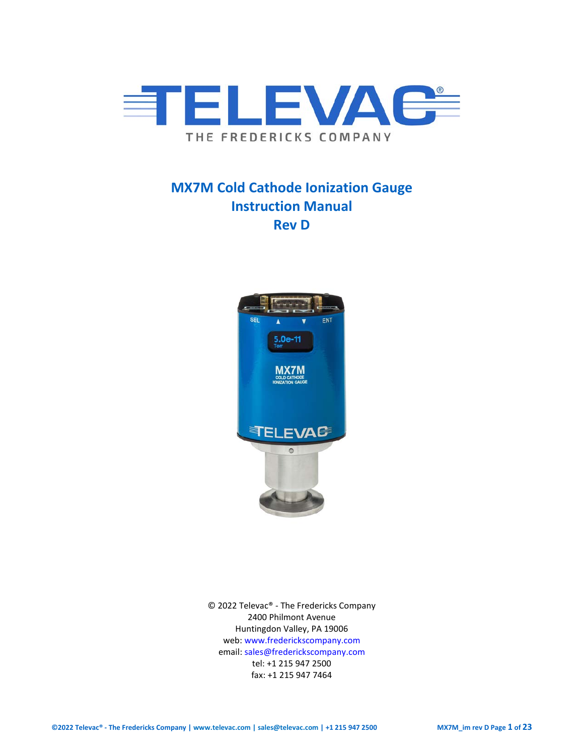# MX7M Cold Cathode Ionization Gauge Instruction Manual Rev D

© 2022 Televac® - The Fredericks Company
2400 Philmont Avenue
Huntingdon Valley, PA 19006
web: www.frederickscompany.com
email: sales@frederickscompany.com
tel: +1 215 947 2500
fax: +1 215 947 7464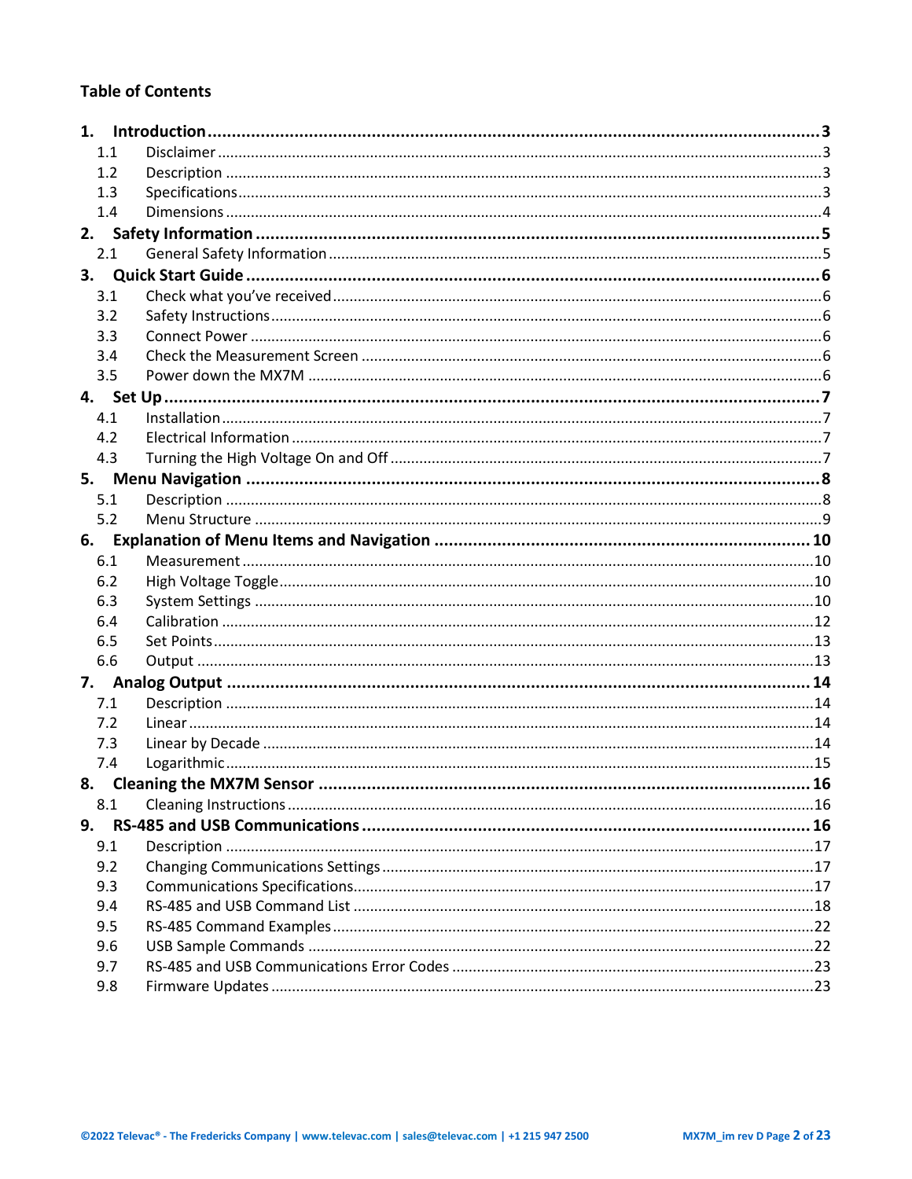## Table of Contents

**1. Introduction** ........ **3**
- 1.1 Disclaimer ........ 3
- 1.2 Description ........ 3
- 1.3 Specifications ........ 3
- 1.4 Dimensions ........ 4

**2. Safety Information** ........ **5**
- 2.1 General Safety Information ........ 5

**3. Quick Start Guide** ........ **6**
- 3.1 Check what you've received ........ 6
- 3.2 Safety Instructions ........ 6
- 3.3 Connect Power ........ 6
- 3.4 Check the Measurement Screen ........ 6
- 3.5 Power down the MX7M ........ 6

**4. Set Up** ........ **7**
- 4.1 Installation ........ 7
- 4.2 Electrical Information ........ 7
- 4.3 Turning the High Voltage On and Off ........ 7

**5. Menu Navigation** ........ **8**
- 5.1 Description ........ 8
- 5.2 Menu Structure ........ 9

**6. Explanation of Menu Items and Navigation** ........ **10**
- 6.1 Measurement ........ 10
- 6.2 High Voltage Toggle ........ 10
- 6.3 System Settings ........ 10
- 6.4 Calibration ........ 12
- 6.5 Set Points ........ 13
- 6.6 Output ........ 13

**7. Analog Output** ........ **14**
- 7.1 Description ........ 14
- 7.2 Linear ........ 14
- 7.3 Linear by Decade ........ 14
- 7.4 Logarithmic ........ 15

**8. Cleaning the MX7M Sensor** ........ **16**
- 8.1 Cleaning Instructions ........ 16

**9. RS-485 and USB Communications** ........ **16**
- 9.1 Description ........ 17
- 9.2 Changing Communications Settings ........ 17
- 9.3 Communications Specifications ........ 17
- 9.4 RS-485 and USB Command List ........ 18
- 9.5 RS-485 Command Examples ........ 22
- 9.6 USB Sample Commands ........ 22
- 9.7 RS-485 and USB Communications Error Codes ........ 23
- 9.8 Firmware Updates ........ 23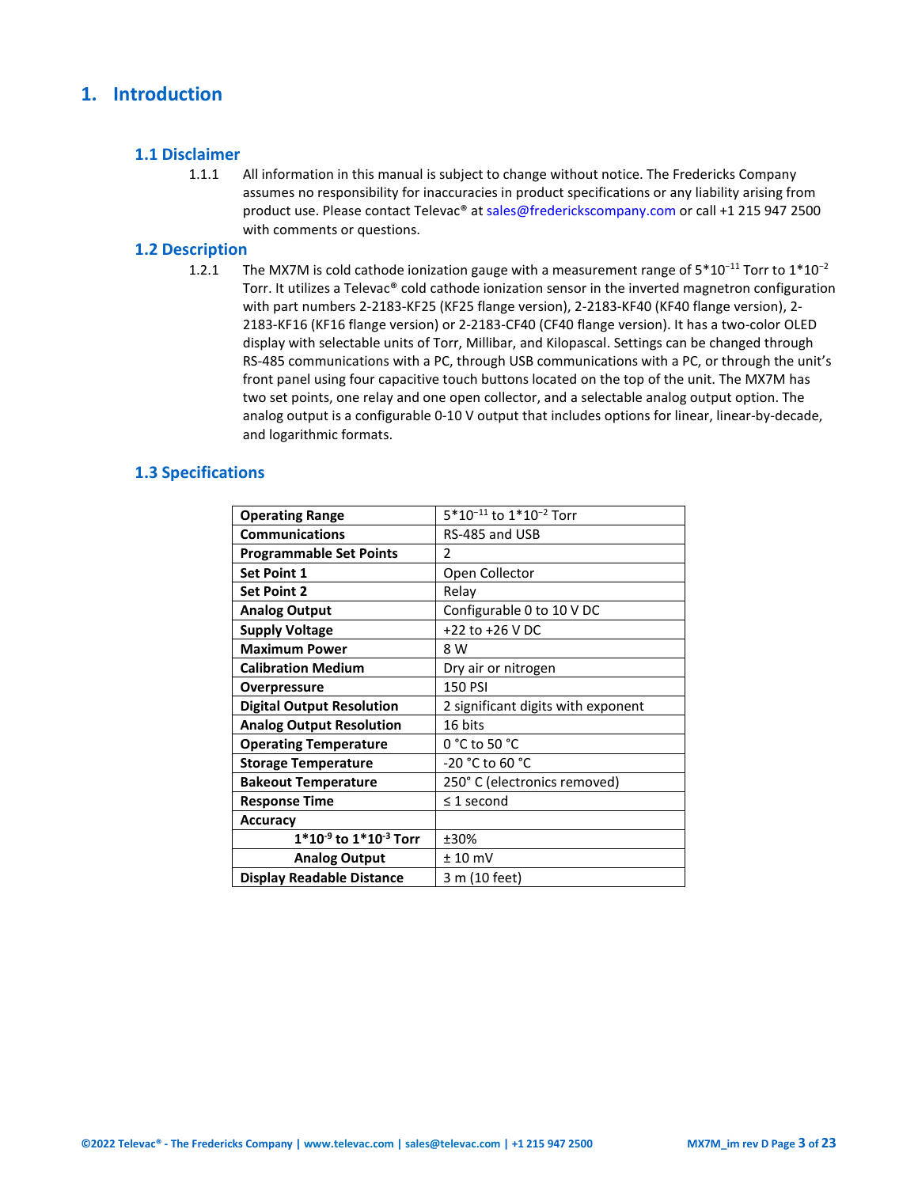# 1. Introduction

## 1.1 Disclaimer

1.1.1 All information in this manual is subject to change without notice. The Fredericks Company assumes no responsibility for inaccuracies in product specifications or any liability arising from product use. Please contact Televac® at sales@frederickscompany.com or call +1 215 947 2500 with comments or questions.

## 1.2 Description

1.2.1 The MX7M is cold cathode ionization gauge with a measurement range of $5*10^{-11}$ Torr to $1*10^{-2}$ Torr. It utilizes a Televac® cold cathode ionization sensor in the inverted magnetron configuration with part numbers 2-2183-KF25 (KF25 flange version), 2-2183-KF40 (KF40 flange version), 2-2183-KF16 (KF16 flange version) or 2-2183-CF40 (CF40 flange version). It has a two-color OLED display with selectable units of Torr, Millibar, and Kilopascal. Settings can be changed through RS-485 communications with a PC, through USB communications with a PC, or through the unit's front panel using four capacitive touch buttons located on the top of the unit. The MX7M has two set points, one relay and one open collector, and a selectable analog output option. The analog output is a configurable 0-10 V output that includes options for linear, linear-by-decade, and logarithmic formats.

## 1.3 Specifications

| | |
|---|---|
| **Operating Range** | $5*10^{-11}$ to $1*10^{-2}$ Torr |
| **Communications** | RS-485 and USB |
| **Programmable Set Points** | 2 |
| **Set Point 1** | Open Collector |
| **Set Point 2** | Relay |
| **Analog Output** | Configurable 0 to 10 V DC |
| **Supply Voltage** | +22 to +26 V DC |
| **Maximum Power** | 8 W |
| **Calibration Medium** | Dry air or nitrogen |
| **Overpressure** | 150 PSI |
| **Digital Output Resolution** | 2 significant digits with exponent |
| **Analog Output Resolution** | 16 bits |
| **Operating Temperature** | 0 °C to 50 °C |
| **Storage Temperature** | -20 °C to 60 °C |
| **Bakeout Temperature** | 250° C (electronics removed) |
| **Response Time** | ≤ 1 second |
| **Accuracy** | |
| **$1*10^{-9}$ to $1*10^{-3}$ Torr** | ±30% |
| **Analog Output** | ± 10 mV |
| **Display Readable Distance** | 3 m (10 feet) |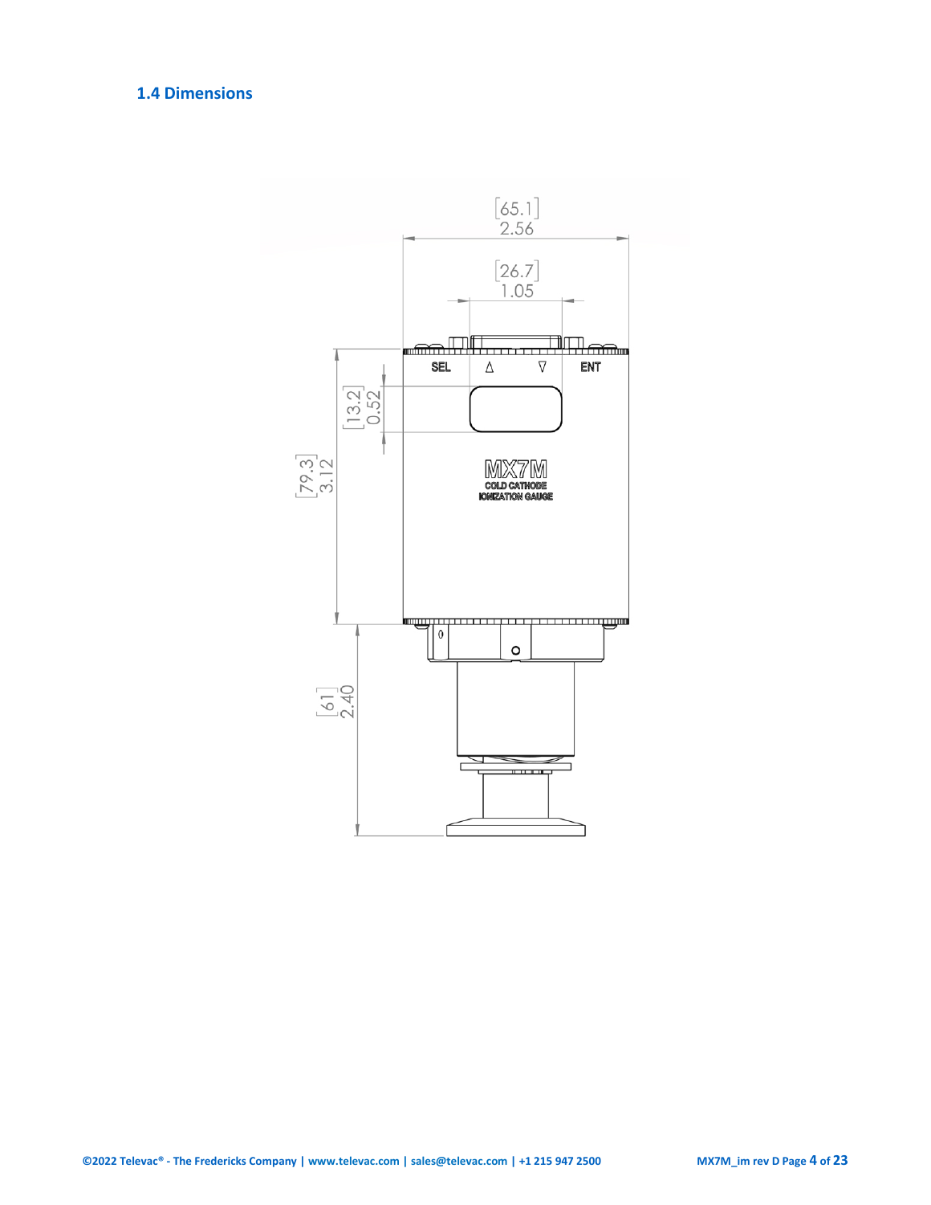### 1.4 Dimensions

[65.1]
2.56

[26.7]
1.05

SEL Δ ∇ ENT

[13.2]
0.52

[79.3]
3.12

MX7M
COLD CATHODE
IONIZATION GAUGE

[61]
2.40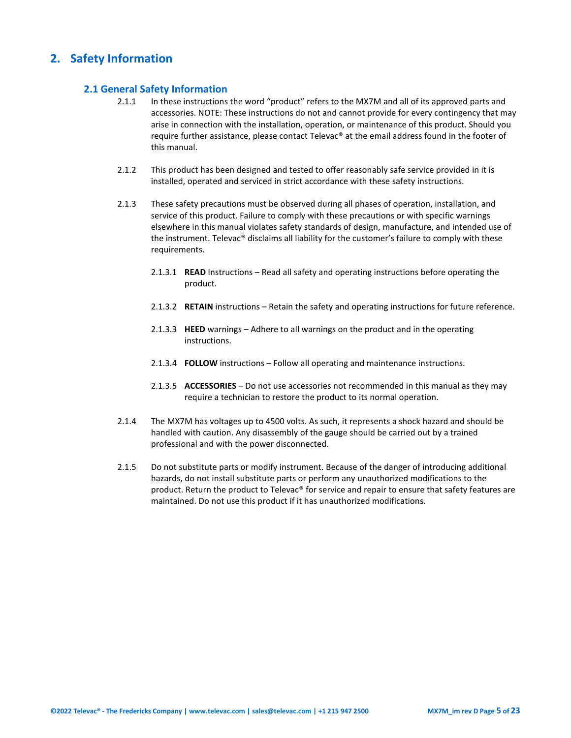# 2. Safety Information

## 2.1 General Safety Information

2.1.1 In these instructions the word "product" refers to the MX7M and all of its approved parts and accessories. NOTE: These instructions do not and cannot provide for every contingency that may arise in connection with the installation, operation, or maintenance of this product. Should you require further assistance, please contact Televac® at the email address found in the footer of this manual.

2.1.2 This product has been designed and tested to offer reasonably safe service provided in it is installed, operated and serviced in strict accordance with these safety instructions.

2.1.3 These safety precautions must be observed during all phases of operation, installation, and service of this product. Failure to comply with these precautions or with specific warnings elsewhere in this manual violates safety standards of design, manufacture, and intended use of the instrument. Televac® disclaims all liability for the customer's failure to comply with these requirements.

2.1.3.1 **READ** Instructions – Read all safety and operating instructions before operating the product.

2.1.3.2 **RETAIN** instructions – Retain the safety and operating instructions for future reference.

2.1.3.3 **HEED** warnings – Adhere to all warnings on the product and in the operating instructions.

2.1.3.4 **FOLLOW** instructions – Follow all operating and maintenance instructions.

2.1.3.5 **ACCESSORIES** – Do not use accessories not recommended in this manual as they may require a technician to restore the product to its normal operation.

2.1.4 The MX7M has voltages up to 4500 volts. As such, it represents a shock hazard and should be handled with caution. Any disassembly of the gauge should be carried out by a trained professional and with the power disconnected.

2.1.5 Do not substitute parts or modify instrument. Because of the danger of introducing additional hazards, do not install substitute parts or perform any unauthorized modifications to the product. Return the product to Televac® for service and repair to ensure that safety features are maintained. Do not use this product if it has unauthorized modifications.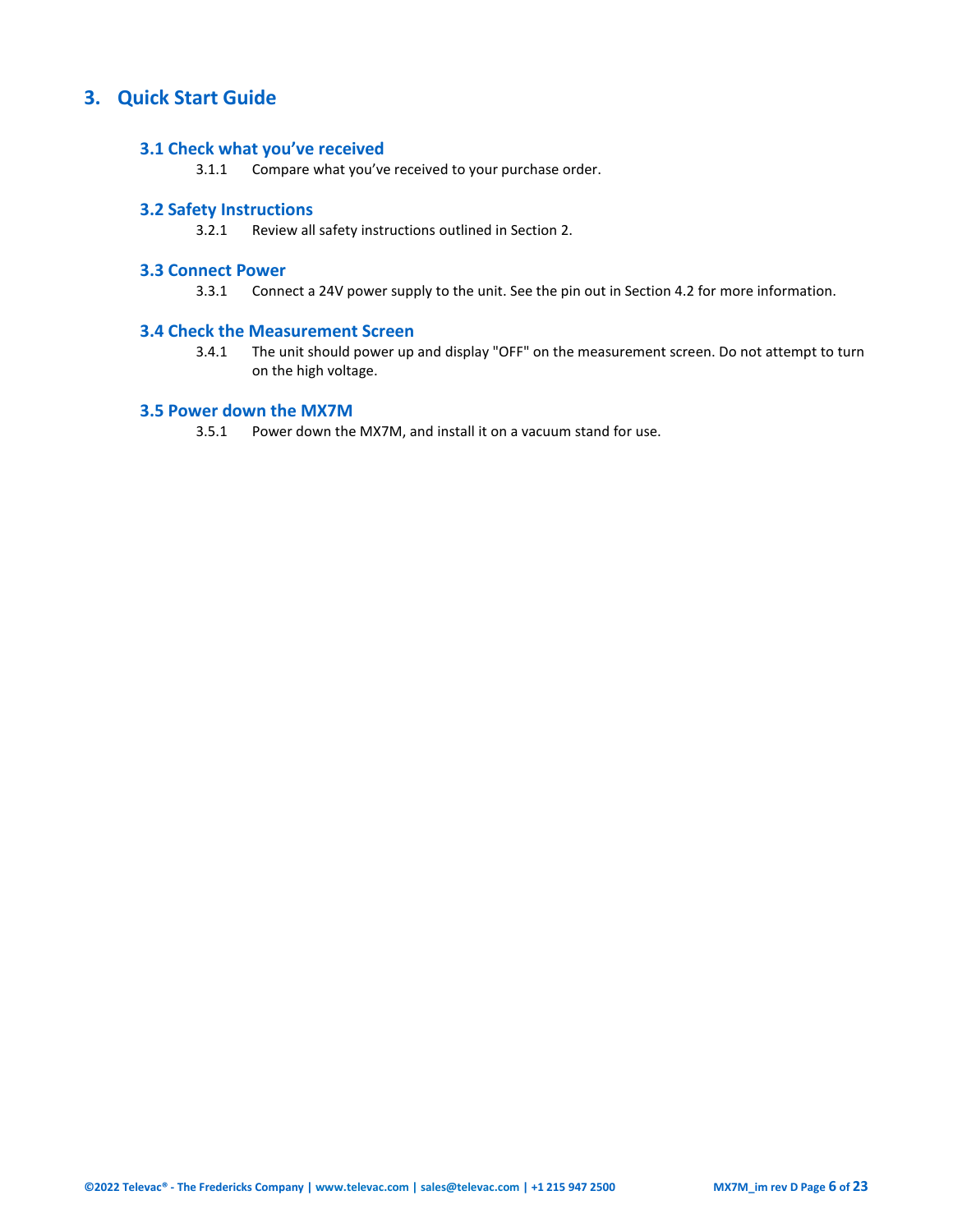# 3. Quick Start Guide

## 3.1 Check what you've received

3.1.1 Compare what you've received to your purchase order.

## 3.2 Safety Instructions

3.2.1 Review all safety instructions outlined in Section 2.

## 3.3 Connect Power

3.3.1 Connect a 24V power supply to the unit. See the pin out in Section 4.2 for more information.

## 3.4 Check the Measurement Screen

3.4.1 The unit should power up and display "OFF" on the measurement screen. Do not attempt to turn on the high voltage.

## 3.5 Power down the MX7M

3.5.1 Power down the MX7M, and install it on a vacuum stand for use.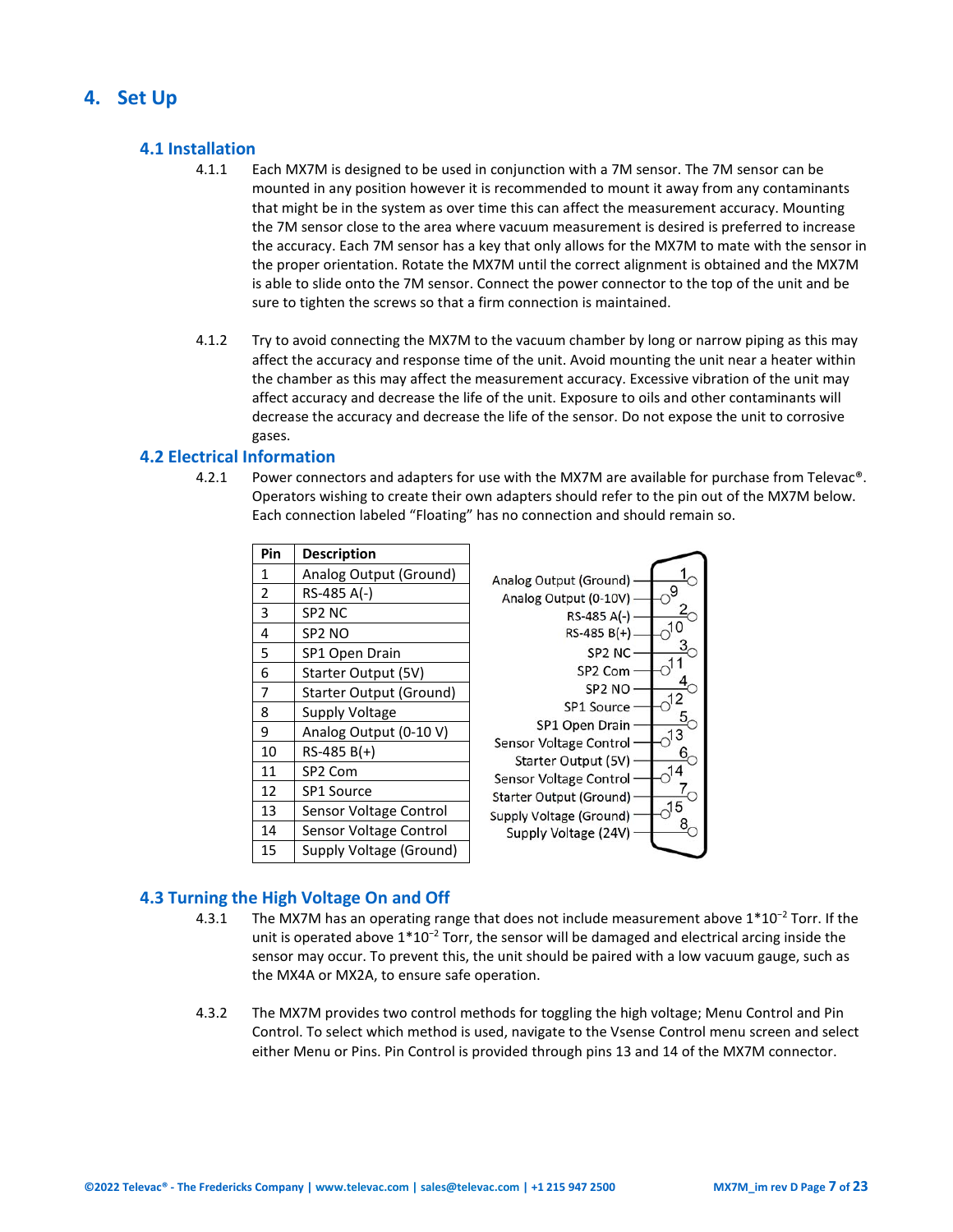# 4. Set Up

## 4.1 Installation

4.1.1 Each MX7M is designed to be used in conjunction with a 7M sensor. The 7M sensor can be mounted in any position however it is recommended to mount it away from any contaminants that might be in the system as over time this can affect the measurement accuracy. Mounting the 7M sensor close to the area where vacuum measurement is desired is preferred to increase the accuracy. Each 7M sensor has a key that only allows for the MX7M to mate with the sensor in the proper orientation. Rotate the MX7M until the correct alignment is obtained and the MX7M is able to slide onto the 7M sensor. Connect the power connector to the top of the unit and be sure to tighten the screws so that a firm connection is maintained.

4.1.2 Try to avoid connecting the MX7M to the vacuum chamber by long or narrow piping as this may affect the accuracy and response time of the unit. Avoid mounting the unit near a heater within the chamber as this may affect the measurement accuracy. Excessive vibration of the unit may affect accuracy and decrease the life of the unit. Exposure to oils and other contaminants will decrease the accuracy and decrease the life of the sensor. Do not expose the unit to corrosive gases.

## 4.2 Electrical Information

4.2.1 Power connectors and adapters for use with the MX7M are available for purchase from Televac®. Operators wishing to create their own adapters should refer to the pin out of the MX7M below. Each connection labeled "Floating" has no connection and should remain so.

| Pin | Description |
|---|---|
| 1 | Analog Output (Ground) |
| 2 | RS-485 A(-) |
| 3 | SP2 NC |
| 4 | SP2 NO |
| 5 | SP1 Open Drain |
| 6 | Starter Output (5V) |
| 7 | Starter Output (Ground) |
| 8 | Supply Voltage |
| 9 | Analog Output (0-10 V) |
| 10 | RS-485 B(+) |
| 11 | SP2 Com |
| 12 | SP1 Source |
| 13 | Sensor Voltage Control |
| 14 | Sensor Voltage Control |
| 15 | Supply Voltage (Ground) |

Analog Output (Ground) — 1
Analog Output (0-10V) — 9
RS-485 A(-) — 2
RS-485 B(+) — 10
SP2 NC — 3
SP2 Com — 11
SP2 NO — 4
SP1 Source — 12
SP1 Open Drain — 5
Sensor Voltage Control — 13
Starter Output (5V) — 6
Sensor Voltage Control — 14
Starter Output (Ground) — 7
Supply Voltage (Ground) — 15
Supply Voltage (24V) — 8

## 4.3 Turning the High Voltage On and Off

4.3.1 The MX7M has an operating range that does not include measurement above $1*10^{-2}$ Torr. If the unit is operated above $1*10^{-2}$ Torr, the sensor will be damaged and electrical arcing inside the sensor may occur. To prevent this, the unit should be paired with a low vacuum gauge, such as the MX4A or MX2A, to ensure safe operation.

4.3.2 The MX7M provides two control methods for toggling the high voltage; Menu Control and Pin Control. To select which method is used, navigate to the Vsense Control menu screen and select either Menu or Pins. Pin Control is provided through pins 13 and 14 of the MX7M connector.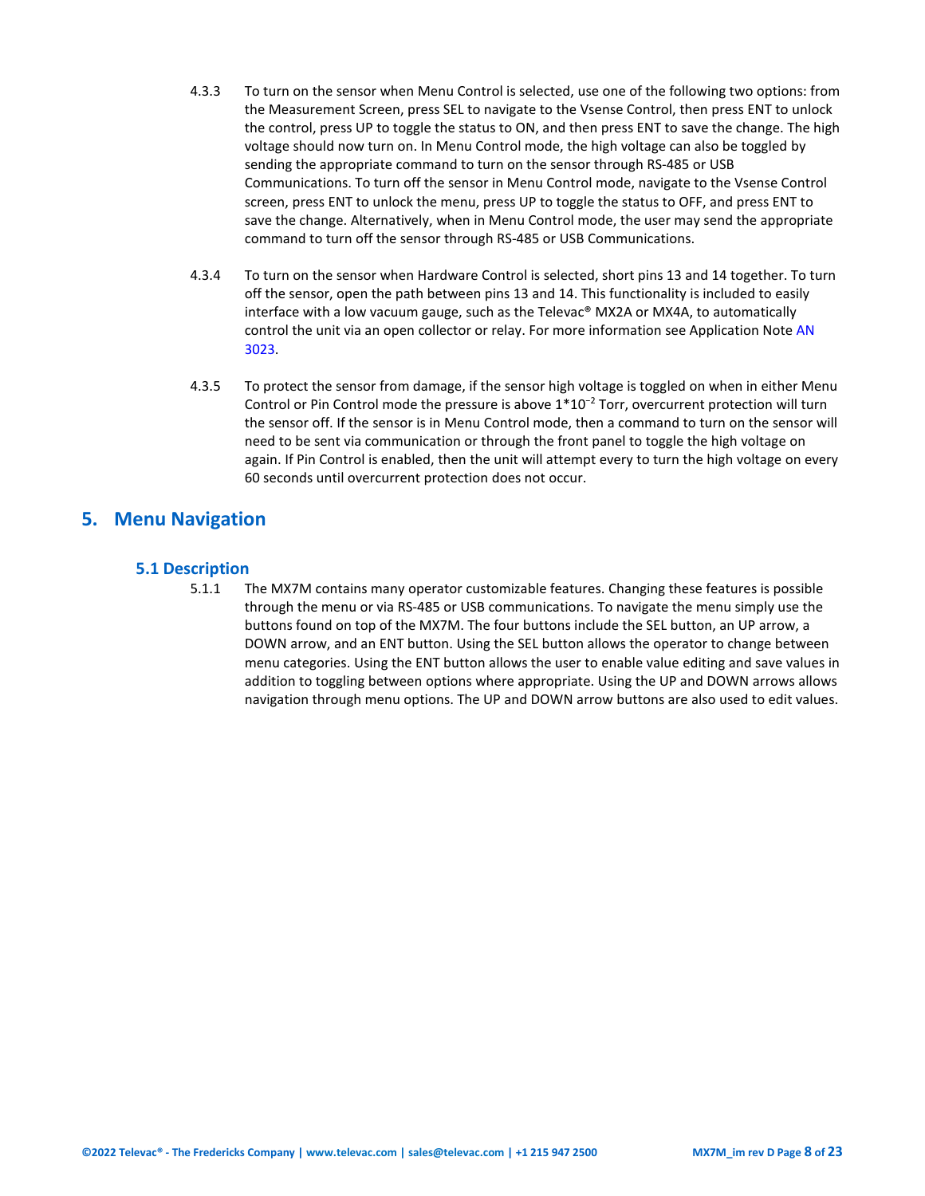4.3.3 To turn on the sensor when Menu Control is selected, use one of the following two options: from the Measurement Screen, press SEL to navigate to the Vsense Control, then press ENT to unlock the control, press UP to toggle the status to ON, and then press ENT to save the change. The high voltage should now turn on. In Menu Control mode, the high voltage can also be toggled by sending the appropriate command to turn on the sensor through RS-485 or USB Communications. To turn off the sensor in Menu Control mode, navigate to the Vsense Control screen, press ENT to unlock the menu, press UP to toggle the status to OFF, and press ENT to save the change. Alternatively, when in Menu Control mode, the user may send the appropriate command to turn off the sensor through RS-485 or USB Communications.

4.3.4 To turn on the sensor when Hardware Control is selected, short pins 13 and 14 together. To turn off the sensor, open the path between pins 13 and 14. This functionality is included to easily interface with a low vacuum gauge, such as the Televac® MX2A or MX4A, to automatically control the unit via an open collector or relay. For more information see Application Note AN 3023.

4.3.5 To protect the sensor from damage, if the sensor high voltage is toggled on when in either Menu Control or Pin Control mode the pressure is above $1*10^{-2}$ Torr, overcurrent protection will turn the sensor off. If the sensor is in Menu Control mode, then a command to turn on the sensor will need to be sent via communication or through the front panel to toggle the high voltage on again. If Pin Control is enabled, then the unit will attempt every to turn the high voltage on every 60 seconds until overcurrent protection does not occur.

# 5. Menu Navigation

## 5.1 Description

5.1.1 The MX7M contains many operator customizable features. Changing these features is possible through the menu or via RS-485 or USB communications. To navigate the menu simply use the buttons found on top of the MX7M. The four buttons include the SEL button, an UP arrow, a DOWN arrow, and an ENT button. Using the SEL button allows the operator to change between menu categories. Using the ENT button allows the user to enable value editing and save values in addition to toggling between options where appropriate. Using the UP and DOWN arrows allows navigation through menu options. The UP and DOWN arrow buttons are also used to edit values.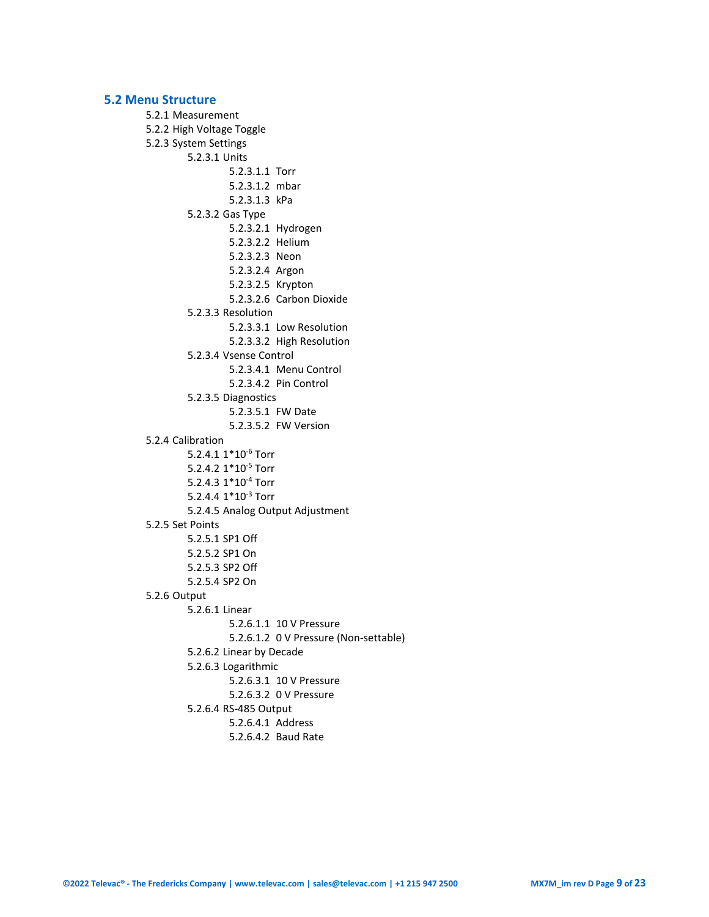## 5.2 Menu Structure

- 5.2.1 Measurement
- 5.2.2 High Voltage Toggle
- 5.2.3 System Settings
  - 5.2.3.1 Units
    - 5.2.3.1.1 Torr
    - 5.2.3.1.2 mbar
    - 5.2.3.1.3 kPa
  - 5.2.3.2 Gas Type
    - 5.2.3.2.1 Hydrogen
    - 5.2.3.2.2 Helium
    - 5.2.3.2.3 Neon
    - 5.2.3.2.4 Argon
    - 5.2.3.2.5 Krypton
    - 5.2.3.2.6 Carbon Dioxide
  - 5.2.3.3 Resolution
    - 5.2.3.3.1 Low Resolution
    - 5.2.3.3.2 High Resolution
  - 5.2.3.4 Vsense Control
    - 5.2.3.4.1 Menu Control
    - 5.2.3.4.2 Pin Control
  - 5.2.3.5 Diagnostics
    - 5.2.3.5.1 FW Date
    - 5.2.3.5.2 FW Version
- 5.2.4 Calibration
  - 5.2.4.1 $1*10^{-6}$ Torr
  - 5.2.4.2 $1*10^{-5}$ Torr
  - 5.2.4.3 $1*10^{-4}$ Torr
  - 5.2.4.4 $1*10^{-3}$ Torr
  - 5.2.4.5 Analog Output Adjustment
- 5.2.5 Set Points
  - 5.2.5.1 SP1 Off
  - 5.2.5.2 SP1 On
  - 5.2.5.3 SP2 Off
  - 5.2.5.4 SP2 On
- 5.2.6 Output
  - 5.2.6.1 Linear
    - 5.2.6.1.1 10 V Pressure
    - 5.2.6.1.2 0 V Pressure (Non-settable)
  - 5.2.6.2 Linear by Decade
  - 5.2.6.3 Logarithmic
    - 5.2.6.3.1 10 V Pressure
    - 5.2.6.3.2 0 V Pressure
  - 5.2.6.4 RS-485 Output
    - 5.2.6.4.1 Address
    - 5.2.6.4.2 Baud Rate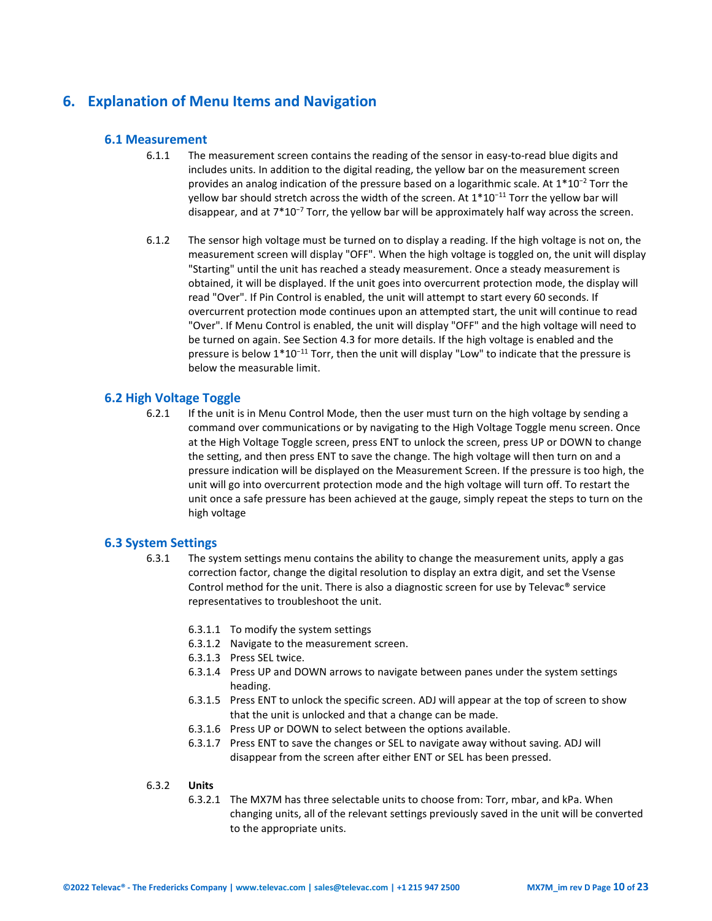# 6. Explanation of Menu Items and Navigation

## 6.1 Measurement

6.1.1 The measurement screen contains the reading of the sensor in easy-to-read blue digits and includes units. In addition to the digital reading, the yellow bar on the measurement screen provides an analog indication of the pressure based on a logarithmic scale. At $1*10^{-2}$ Torr the yellow bar should stretch across the width of the screen. At $1*10^{-11}$ Torr the yellow bar will disappear, and at $7*10^{-7}$ Torr, the yellow bar will be approximately half way across the screen.

6.1.2 The sensor high voltage must be turned on to display a reading. If the high voltage is not on, the measurement screen will display "OFF". When the high voltage is toggled on, the unit will display "Starting" until the unit has reached a steady measurement. Once a steady measurement is obtained, it will be displayed. If the unit goes into overcurrent protection mode, the display will read "Over". If Pin Control is enabled, the unit will attempt to start every 60 seconds. If overcurrent protection mode continues upon an attempted start, the unit will continue to read "Over". If Menu Control is enabled, the unit will display "OFF" and the high voltage will need to be turned on again. See Section 4.3 for more details. If the high voltage is enabled and the pressure is below $1*10^{-11}$ Torr, then the unit will display "Low" to indicate that the pressure is below the measurable limit.

## 6.2 High Voltage Toggle

6.2.1 If the unit is in Menu Control Mode, then the user must turn on the high voltage by sending a command over communications or by navigating to the High Voltage Toggle menu screen. Once at the High Voltage Toggle screen, press ENT to unlock the screen, press UP or DOWN to change the setting, and then press ENT to save the change. The high voltage will then turn on and a pressure indication will be displayed on the Measurement Screen. If the pressure is too high, the unit will go into overcurrent protection mode and the high voltage will turn off. To restart the unit once a safe pressure has been achieved at the gauge, simply repeat the steps to turn on the high voltage

## 6.3 System Settings

6.3.1 The system settings menu contains the ability to change the measurement units, apply a gas correction factor, change the digital resolution to display an extra digit, and set the Vsense Control method for the unit. There is also a diagnostic screen for use by Televac® service representatives to troubleshoot the unit.

- 6.3.1.1 To modify the system settings
- 6.3.1.2 Navigate to the measurement screen.
- 6.3.1.3 Press SEL twice.
- 6.3.1.4 Press UP and DOWN arrows to navigate between panes under the system settings heading.
- 6.3.1.5 Press ENT to unlock the specific screen. ADJ will appear at the top of screen to show that the unit is unlocked and that a change can be made.
- 6.3.1.6 Press UP or DOWN to select between the options available.
- 6.3.1.7 Press ENT to save the changes or SEL to navigate away without saving. ADJ will disappear from the screen after either ENT or SEL has been pressed.

6.3.2 **Units**

6.3.2.1 The MX7M has three selectable units to choose from: Torr, mbar, and kPa. When changing units, all of the relevant settings previously saved in the unit will be converted to the appropriate units.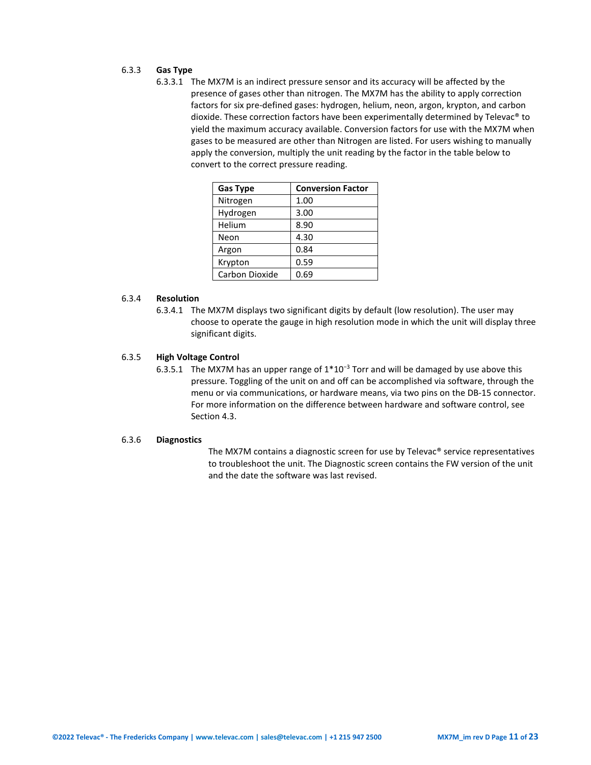### 6.3.3 Gas Type

6.3.3.1 The MX7M is an indirect pressure sensor and its accuracy will be affected by the presence of gases other than nitrogen. The MX7M has the ability to apply correction factors for six pre-defined gases: hydrogen, helium, neon, argon, krypton, and carbon dioxide. These correction factors have been experimentally determined by Televac® to yield the maximum accuracy available. Conversion factors for use with the MX7M when gases to be measured are other than Nitrogen are listed. For users wishing to manually apply the conversion, multiply the unit reading by the factor in the table below to convert to the correct pressure reading.

| Gas Type | Conversion Factor |
|---|---|
| Nitrogen | 1.00 |
| Hydrogen | 3.00 |
| Helium | 8.90 |
| Neon | 4.30 |
| Argon | 0.84 |
| Krypton | 0.59 |
| Carbon Dioxide | 0.69 |

### 6.3.4 Resolution

6.3.4.1 The MX7M displays two significant digits by default (low resolution). The user may choose to operate the gauge in high resolution mode in which the unit will display three significant digits.

### 6.3.5 High Voltage Control

6.3.5.1 The MX7M has an upper range of $1*10^{-3}$ Torr and will be damaged by use above this pressure. Toggling of the unit on and off can be accomplished via software, through the menu or via communications, or hardware means, via two pins on the DB-15 connector. For more information on the difference between hardware and software control, see Section 4.3.

### 6.3.6 Diagnostics

The MX7M contains a diagnostic screen for use by Televac® service representatives to troubleshoot the unit. The Diagnostic screen contains the FW version of the unit and the date the software was last revised.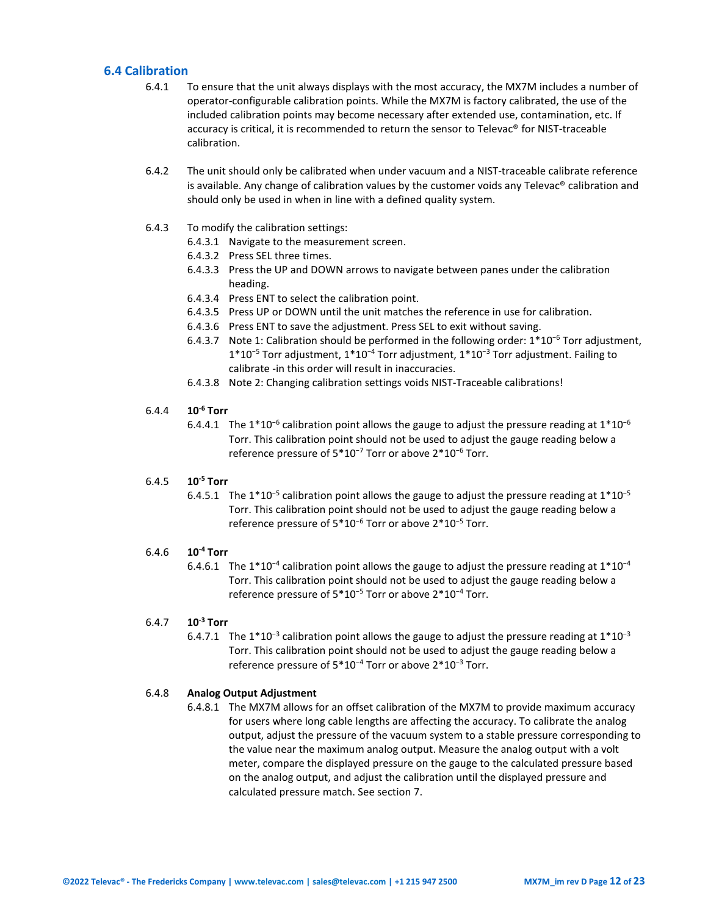## 6.4 Calibration

6.4.1 To ensure that the unit always displays with the most accuracy, the MX7M includes a number of operator-configurable calibration points. While the MX7M is factory calibrated, the use of the included calibration points may become necessary after extended use, contamination, etc. If accuracy is critical, it is recommended to return the sensor to Televac® for NIST-traceable calibration.

6.4.2 The unit should only be calibrated when under vacuum and a NIST-traceable calibrate reference is available. Any change of calibration values by the customer voids any Televac® calibration and should only be used in when in line with a defined quality system.

6.4.3 To modify the calibration settings:

- 6.4.3.1 Navigate to the measurement screen.
- 6.4.3.2 Press SEL three times.
- 6.4.3.3 Press the UP and DOWN arrows to navigate between panes under the calibration heading.
- 6.4.3.4 Press ENT to select the calibration point.
- 6.4.3.5 Press UP or DOWN until the unit matches the reference in use for calibration.
- 6.4.3.6 Press ENT to save the adjustment. Press SEL to exit without saving.
- 6.4.3.7 Note 1: Calibration should be performed in the following order: $1*10^{-6}$ Torr adjustment, $1*10^{-5}$ Torr adjustment, $1*10^{-4}$ Torr adjustment, $1*10^{-3}$ Torr adjustment. Failing to calibrate -in this order will result in inaccuracies.
- 6.4.3.8 Note 2: Changing calibration settings voids NIST-Traceable calibrations!

6.4.4 **$10^{-6}$ Torr**

- 6.4.4.1 The $1*10^{-6}$ calibration point allows the gauge to adjust the pressure reading at $1*10^{-6}$ Torr. This calibration point should not be used to adjust the gauge reading below a reference pressure of $5*10^{-7}$ Torr or above $2*10^{-6}$ Torr.

6.4.5 **$10^{-5}$ Torr**

- 6.4.5.1 The $1*10^{-5}$ calibration point allows the gauge to adjust the pressure reading at $1*10^{-5}$ Torr. This calibration point should not be used to adjust the gauge reading below a reference pressure of $5*10^{-6}$ Torr or above $2*10^{-5}$ Torr.

6.4.6 **$10^{-4}$ Torr**

- 6.4.6.1 The $1*10^{-4}$ calibration point allows the gauge to adjust the pressure reading at $1*10^{-4}$ Torr. This calibration point should not be used to adjust the gauge reading below a reference pressure of $5*10^{-5}$ Torr or above $2*10^{-4}$ Torr.

6.4.7 **$10^{-3}$ Torr**

- 6.4.7.1 The $1*10^{-3}$ calibration point allows the gauge to adjust the pressure reading at $1*10^{-3}$ Torr. This calibration point should not be used to adjust the gauge reading below a reference pressure of $5*10^{-4}$ Torr or above $2*10^{-3}$ Torr.

6.4.8 **Analog Output Adjustment**

- 6.4.8.1 The MX7M allows for an offset calibration of the MX7M to provide maximum accuracy for users where long cable lengths are affecting the accuracy. To calibrate the analog output, adjust the pressure of the vacuum system to a stable pressure corresponding to the value near the maximum analog output. Measure the analog output with a volt meter, compare the displayed pressure on the gauge to the calculated pressure based on the analog output, and adjust the calibration until the displayed pressure and calculated pressure match. See section 7.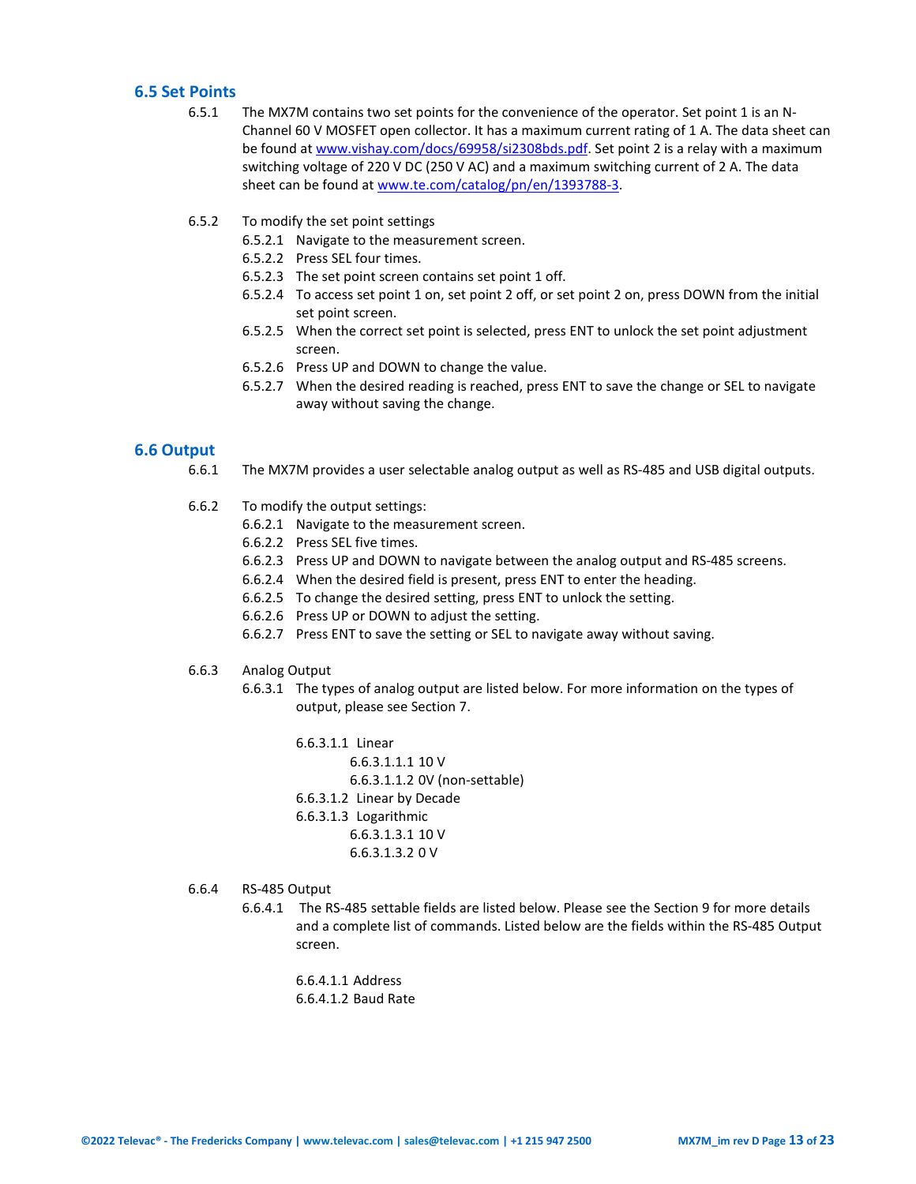## 6.5 Set Points

6.5.1 The MX7M contains two set points for the convenience of the operator. Set point 1 is an N-Channel 60 V MOSFET open collector. It has a maximum current rating of 1 A. The data sheet can be found at www.vishay.com/docs/69958/si2308bds.pdf. Set point 2 is a relay with a maximum switching voltage of 220 V DC (250 V AC) and a maximum switching current of 2 A. The data sheet can be found at www.te.com/catalog/pn/en/1393788-3.

6.5.2 To modify the set point settings

- 6.5.2.1 Navigate to the measurement screen.
- 6.5.2.2 Press SEL four times.
- 6.5.2.3 The set point screen contains set point 1 off.
- 6.5.2.4 To access set point 1 on, set point 2 off, or set point 2 on, press DOWN from the initial set point screen.
- 6.5.2.5 When the correct set point is selected, press ENT to unlock the set point adjustment screen.
- 6.5.2.6 Press UP and DOWN to change the value.
- 6.5.2.7 When the desired reading is reached, press ENT to save the change or SEL to navigate away without saving the change.

## 6.6 Output

6.6.1 The MX7M provides a user selectable analog output as well as RS-485 and USB digital outputs.

6.6.2 To modify the output settings:

- 6.6.2.1 Navigate to the measurement screen.
- 6.6.2.2 Press SEL five times.
- 6.6.2.3 Press UP and DOWN to navigate between the analog output and RS-485 screens.
- 6.6.2.4 When the desired field is present, press ENT to enter the heading.
- 6.6.2.5 To change the desired setting, press ENT to unlock the setting.
- 6.6.2.6 Press UP or DOWN to adjust the setting.
- 6.6.2.7 Press ENT to save the setting or SEL to navigate away without saving.

6.6.3 Analog Output

- 6.6.3.1 The types of analog output are listed below. For more information on the types of output, please see Section 7.
  - 6.6.3.1.1 Linear
    - 6.6.3.1.1.1 10 V
    - 6.6.3.1.1.2 0V (non-settable)
  - 6.6.3.1.2 Linear by Decade
  - 6.6.3.1.3 Logarithmic
    - 6.6.3.1.3.1 10 V
    - 6.6.3.1.3.2 0 V

6.6.4 RS-485 Output

- 6.6.4.1 The RS-485 settable fields are listed below. Please see the Section 9 for more details and a complete list of commands. Listed below are the fields within the RS-485 Output screen.
  - 6.6.4.1.1 Address
  - 6.6.4.1.2 Baud Rate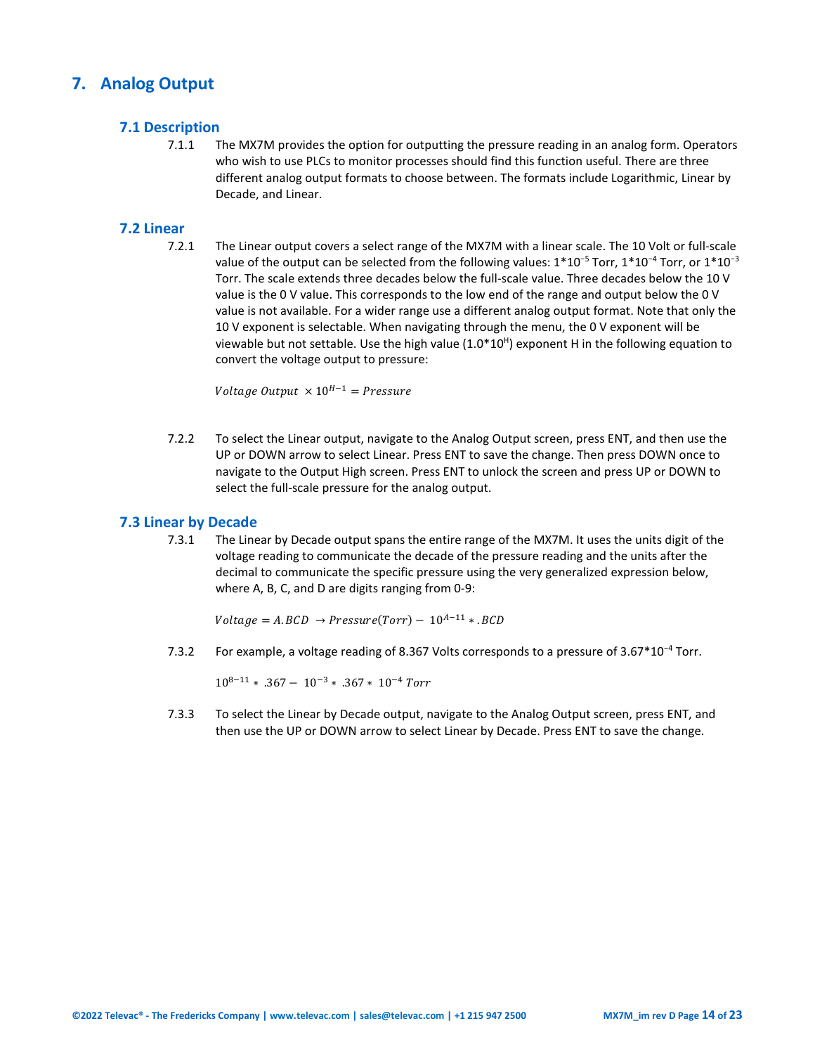# 7. Analog Output

## 7.1 Description

7.1.1 The MX7M provides the option for outputting the pressure reading in an analog form. Operators who wish to use PLCs to monitor processes should find this function useful. There are three different analog output formats to choose between. The formats include Logarithmic, Linear by Decade, and Linear.

## 7.2 Linear

7.2.1 The Linear output covers a select range of the MX7M with a linear scale. The 10 Volt or full-scale value of the output can be selected from the following values: $1*10^{-5}$ Torr, $1*10^{-4}$ Torr, or $1*10^{-3}$ Torr. The scale extends three decades below the full-scale value. Three decades below the 10 V value is the 0 V value. This corresponds to the low end of the range and output below the 0 V value is not available. For a wider range use a different analog output format. Note that only the 10 V exponent is selectable. When navigating through the menu, the 0 V exponent will be viewable but not settable. Use the high value ($1.0*10^{H}$) exponent H in the following equation to convert the voltage output to pressure:

$$Voltage\ Output\ \times 10^{H-1} = Pressure$$

7.2.2 To select the Linear output, navigate to the Analog Output screen, press ENT, and then use the UP or DOWN arrow to select Linear. Press ENT to save the change. Then press DOWN once to navigate to the Output High screen. Press ENT to unlock the screen and press UP or DOWN to select the full-scale pressure for the analog output.

## 7.3 Linear by Decade

7.3.1 The Linear by Decade output spans the entire range of the MX7M. It uses the units digit of the voltage reading to communicate the decade of the pressure reading and the units after the decimal to communicate the specific pressure using the very generalized expression below, where A, B, C, and D are digits ranging from 0-9:

$$Voltage = A.BCD\ \rightarrow Pressure(Torr) -\ 10^{A-11} * .BCD$$

7.3.2 For example, a voltage reading of 8.367 Volts corresponds to a pressure of $3.67*10^{-4}$ Torr.

$$10^{8-11} * .367 -\ 10^{-3} * .367 *\ 10^{-4}\ Torr$$

7.3.3 To select the Linear by Decade output, navigate to the Analog Output screen, press ENT, and then use the UP or DOWN arrow to select Linear by Decade. Press ENT to save the change.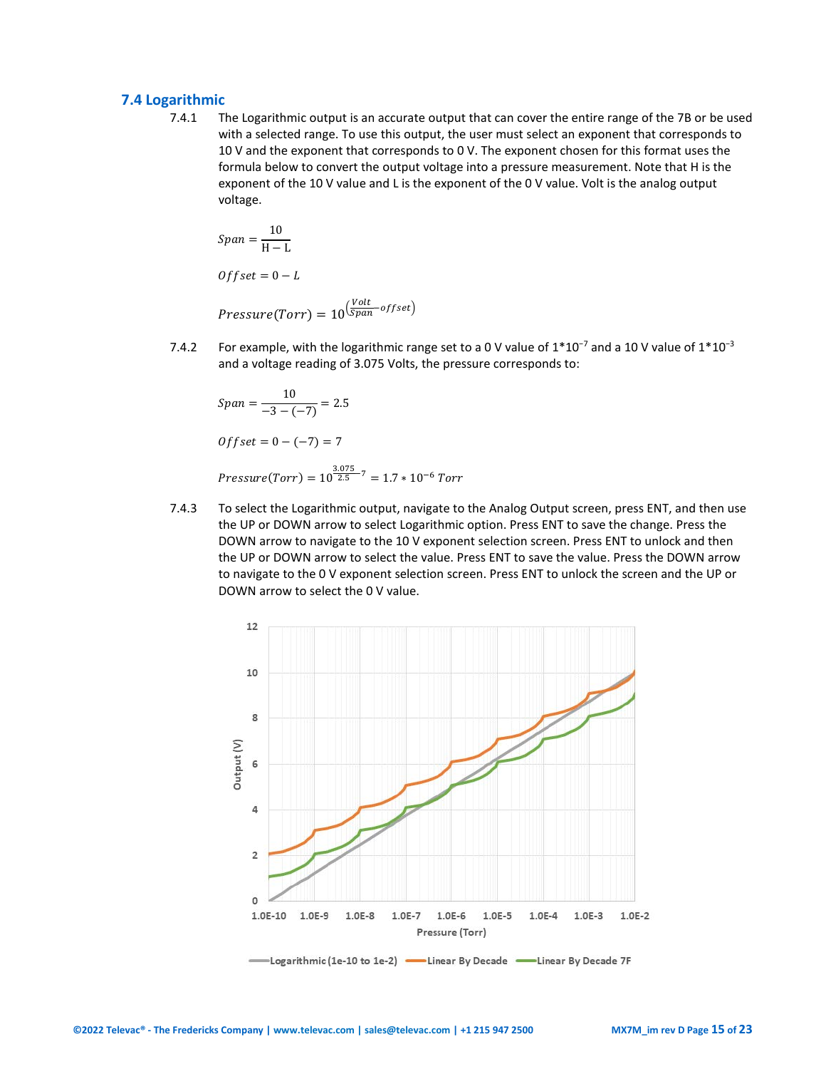## 7.4 Logarithmic

7.4.1 The Logarithmic output is an accurate output that can cover the entire range of the 7B or be used with a selected range. To use this output, the user must select an exponent that corresponds to 10 V and the exponent that corresponds to 0 V. The exponent chosen for this format uses the formula below to convert the output voltage into a pressure measurement. Note that H is the exponent of the 10 V value and L is the exponent of the 0 V value. Volt is the analog output voltage.

$$Span = \frac{10}{\mathrm{H} - \mathrm{L}}$$

$$Offset = 0 - L$$

$$Pressure(Torr) = 10^{\left(\frac{Volt}{Span} - offset\right)}$$

7.4.2 For example, with the logarithmic range set to a 0 V value of $1*10^{-7}$ and a 10 V value of $1*10^{-3}$ and a voltage reading of 3.075 Volts, the pressure corresponds to:

$$Span = \frac{10}{-3 - (-7)} = 2.5$$

$$Offset = 0 - (-7) = 7$$

$$Pressure(Torr) = 10^{\frac{3.075}{2.5} - 7} = 1.7 * 10^{-6}\ Torr$$

7.4.3 To select the Logarithmic output, navigate to the Analog Output screen, press ENT, and then use the UP or DOWN arrow to select Logarithmic option. Press ENT to save the change. Press the DOWN arrow to navigate to the 10 V exponent selection screen. Press ENT to unlock and then the UP or DOWN arrow to select the value. Press ENT to save the value. Press the DOWN arrow to navigate to the 0 V exponent selection screen. Press ENT to unlock the screen and the UP or DOWN arrow to select the 0 V value.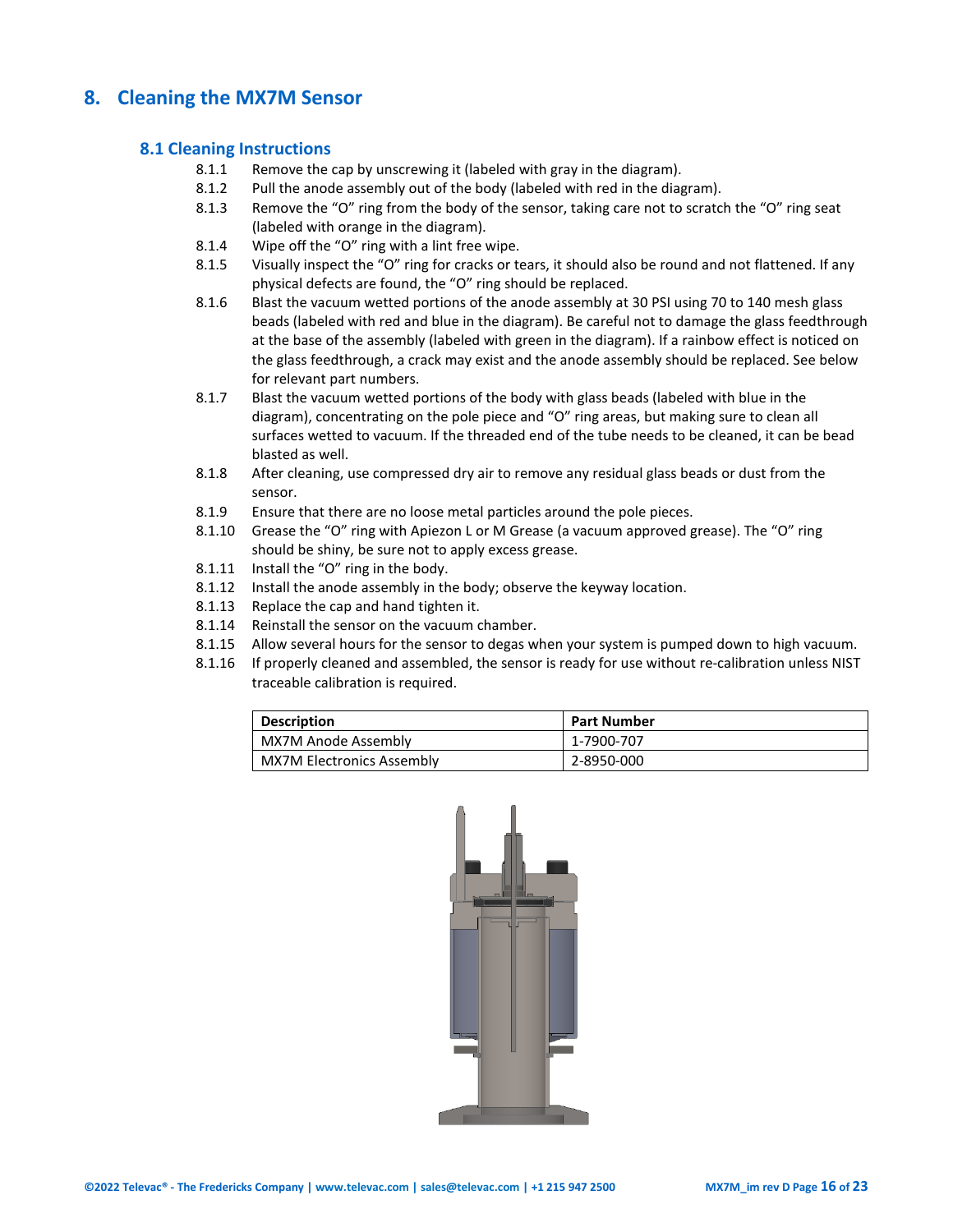# 8. Cleaning the MX7M Sensor

## 8.1 Cleaning Instructions

8.1.1 Remove the cap by unscrewing it (labeled with gray in the diagram).

8.1.2 Pull the anode assembly out of the body (labeled with red in the diagram).

8.1.3 Remove the “O” ring from the body of the sensor, taking care not to scratch the “O” ring seat (labeled with orange in the diagram).

8.1.4 Wipe off the “O” ring with a lint free wipe.

8.1.5 Visually inspect the “O” ring for cracks or tears, it should also be round and not flattened. If any physical defects are found, the “O” ring should be replaced.

8.1.6 Blast the vacuum wetted portions of the anode assembly at 30 PSI using 70 to 140 mesh glass beads (labeled with red and blue in the diagram). Be careful not to damage the glass feedthrough at the base of the assembly (labeled with green in the diagram). If a rainbow effect is noticed on the glass feedthrough, a crack may exist and the anode assembly should be replaced. See below for relevant part numbers.

8.1.7 Blast the vacuum wetted portions of the body with glass beads (labeled with blue in the diagram), concentrating on the pole piece and “O” ring areas, but making sure to clean all surfaces wetted to vacuum. If the threaded end of the tube needs to be cleaned, it can be bead blasted as well.

8.1.8 After cleaning, use compressed dry air to remove any residual glass beads or dust from the sensor.

8.1.9 Ensure that there are no loose metal particles around the pole pieces.

8.1.10 Grease the “O” ring with Apiezon L or M Grease (a vacuum approved grease). The “O” ring should be shiny, be sure not to apply excess grease.

8.1.11 Install the “O” ring in the body.

8.1.12 Install the anode assembly in the body; observe the keyway location.

8.1.13 Replace the cap and hand tighten it.

8.1.14 Reinstall the sensor on the vacuum chamber.

8.1.15 Allow several hours for the sensor to degas when your system is pumped down to high vacuum.

8.1.16 If properly cleaned and assembled, the sensor is ready for use without re-calibration unless NIST traceable calibration is required.

| Description | Part Number |
|---|---|
| MX7M Anode Assembly | 1-7900-707 |
| MX7M Electronics Assembly | 2-8950-000 |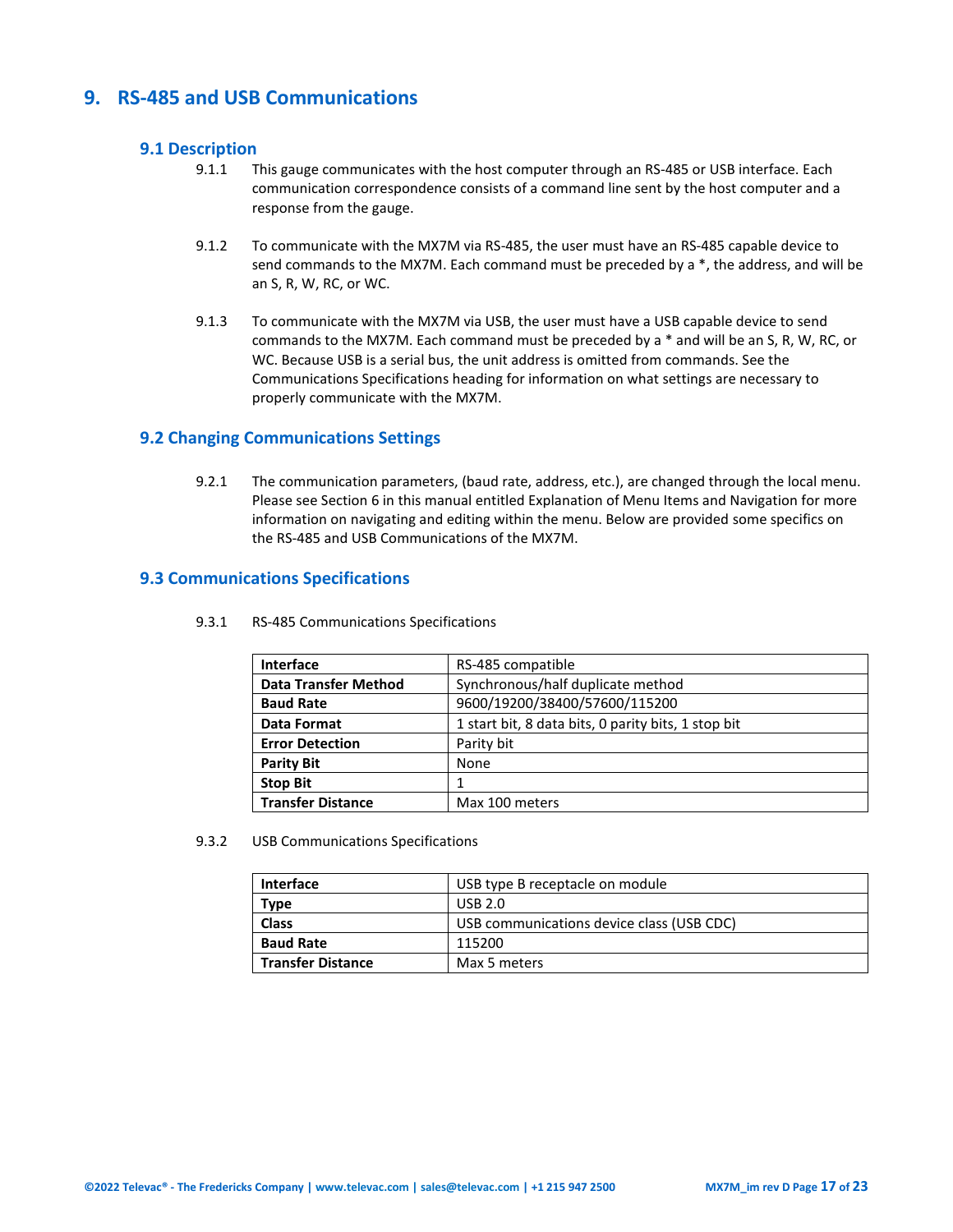# 9. RS-485 and USB Communications

## 9.1 Description

9.1.1 This gauge communicates with the host computer through an RS-485 or USB interface. Each communication correspondence consists of a command line sent by the host computer and a response from the gauge.

9.1.2 To communicate with the MX7M via RS-485, the user must have an RS-485 capable device to send commands to the MX7M. Each command must be preceded by a *, the address, and will be an S, R, W, RC, or WC.

9.1.3 To communicate with the MX7M via USB, the user must have a USB capable device to send commands to the MX7M. Each command must be preceded by a * and will be an S, R, W, RC, or WC. Because USB is a serial bus, the unit address is omitted from commands. See the Communications Specifications heading for information on what settings are necessary to properly communicate with the MX7M.

## 9.2 Changing Communications Settings

9.2.1 The communication parameters, (baud rate, address, etc.), are changed through the local menu. Please see Section 6 in this manual entitled Explanation of Menu Items and Navigation for more information on navigating and editing within the menu. Below are provided some specifics on the RS-485 and USB Communications of the MX7M.

## 9.3 Communications Specifications

9.3.1 RS-485 Communications Specifications

| | |
|---|---|
| **Interface** | RS-485 compatible |
| **Data Transfer Method** | Synchronous/half duplicate method |
| **Baud Rate** | 9600/19200/38400/57600/115200 |
| **Data Format** | 1 start bit, 8 data bits, 0 parity bits, 1 stop bit |
| **Error Detection** | Parity bit |
| **Parity Bit** | None |
| **Stop Bit** | 1 |
| **Transfer Distance** | Max 100 meters |

9.3.2 USB Communications Specifications

| | |
|---|---|
| **Interface** | USB type B receptacle on module |
| **Type** | USB 2.0 |
| **Class** | USB communications device class (USB CDC) |
| **Baud Rate** | 115200 |
| **Transfer Distance** | Max 5 meters |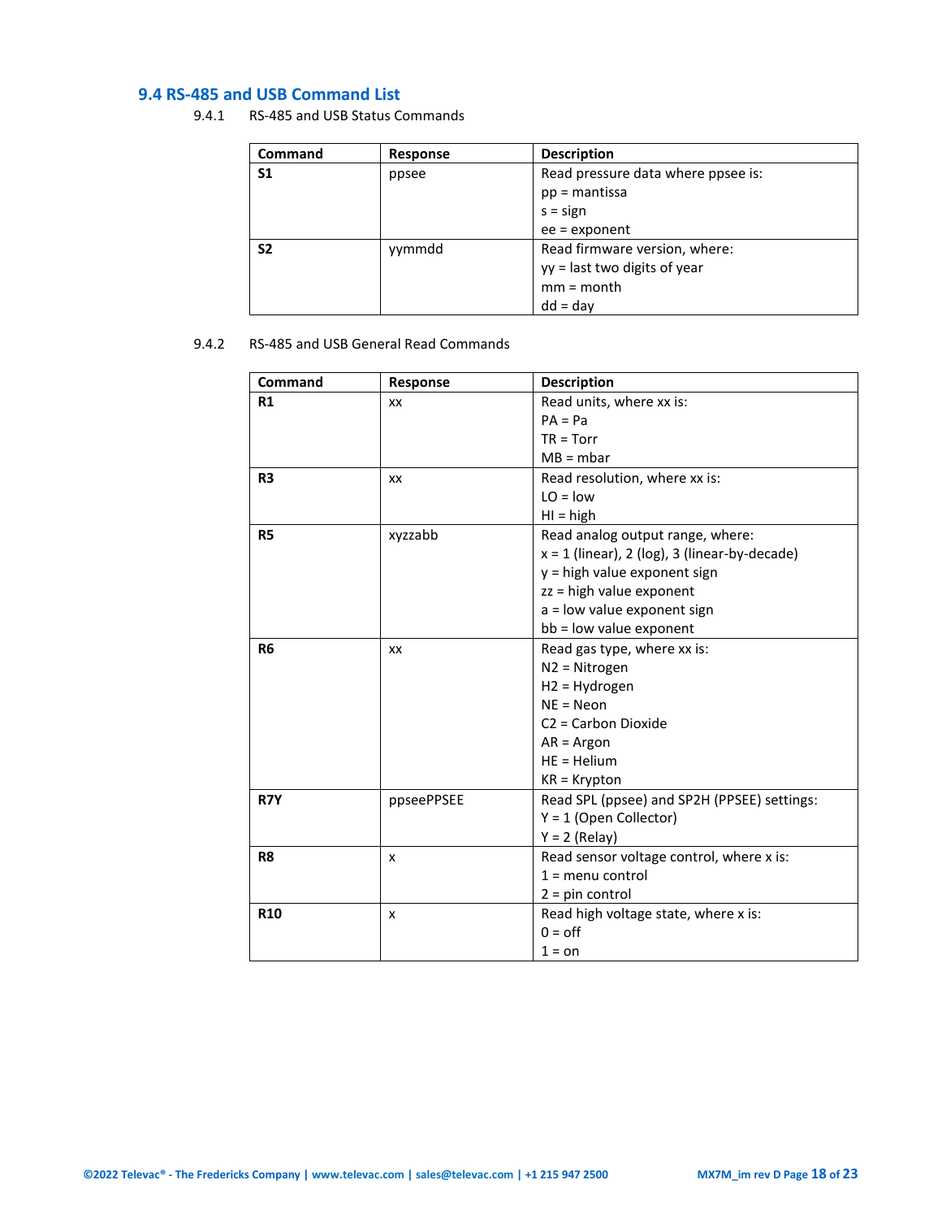## 9.4 RS-485 and USB Command List

9.4.1 RS-485 and USB Status Commands

| Command | Response | Description |
|---|---|---|
| **S1** | ppsee | Read pressure data where ppsee is:<br>pp = mantissa<br>s = sign<br>ee = exponent |
| **S2** | yymmdd | Read firmware version, where:<br>yy = last two digits of year<br>mm = month<br>dd = day |

9.4.2 RS-485 and USB General Read Commands

| Command | Response | Description |
|---|---|---|
| **R1** | xx | Read units, where xx is:<br>PA = Pa<br>TR = Torr<br>MB = mbar |
| **R3** | xx | Read resolution, where xx is:<br>LO = low<br>HI = high |
| **R5** | xyzzabb | Read analog output range, where:<br>x = 1 (linear), 2 (log), 3 (linear-by-decade)<br>y = high value exponent sign<br>zz = high value exponent<br>a = low value exponent sign<br>bb = low value exponent |
| **R6** | xx | Read gas type, where xx is:<br>N2 = Nitrogen<br>H2 = Hydrogen<br>NE = Neon<br>C2 = Carbon Dioxide<br>AR = Argon<br>HE = Helium<br>KR = Krypton |
| **R7Y** | ppseePPSEE | Read SPL (ppsee) and SP2H (PPSEE) settings:<br>Y = 1 (Open Collector)<br>Y = 2 (Relay) |
| **R8** | x | Read sensor voltage control, where x is:<br>1 = menu control<br>2 = pin control |
| **R10** | x | Read high voltage state, where x is:<br>0 = off<br>1 = on |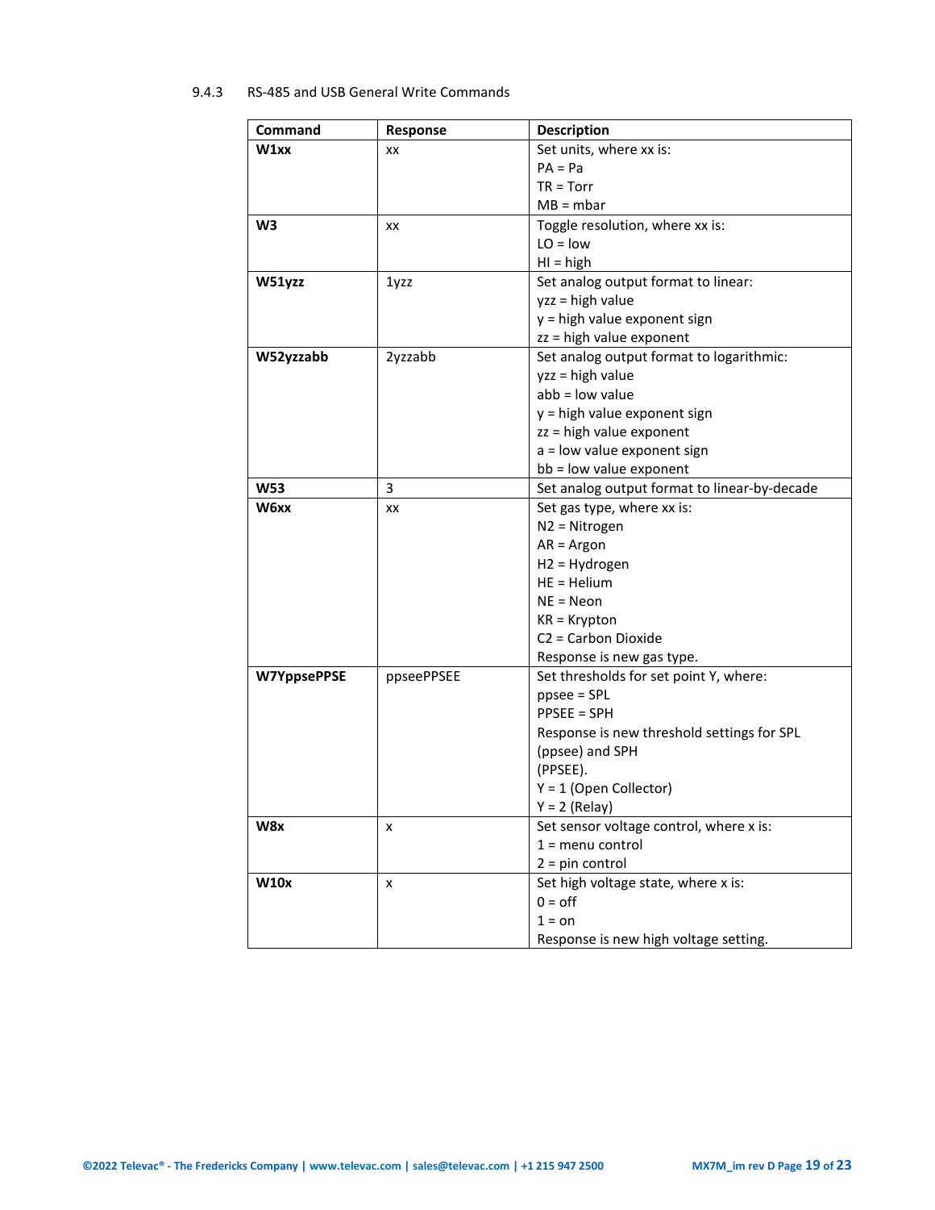### 9.4.3 RS-485 and USB General Write Commands

| Command | Response | Description |
|---|---|---|
| **W1xx** | xx | Set units, where xx is:<br>PA = Pa<br>TR = Torr<br>MB = mbar |
| **W3** | xx | Toggle resolution, where xx is:<br>LO = low<br>HI = high |
| **W51yzz** | 1yzz | Set analog output format to linear:<br>yzz = high value<br>y = high value exponent sign<br>zz = high value exponent |
| **W52yzzabb** | 2yzzabb | Set analog output format to logarithmic:<br>yzz = high value<br>abb = low value<br>y = high value exponent sign<br>zz = high value exponent<br>a = low value exponent sign<br>bb = low value exponent |
| **W53** | 3 | Set analog output format to linear-by-decade |
| **W6xx** | xx | Set gas type, where xx is:<br>N2 = Nitrogen<br>AR = Argon<br>H2 = Hydrogen<br>HE = Helium<br>NE = Neon<br>KR = Krypton<br>C2 = Carbon Dioxide<br>Response is new gas type. |
| **W7YppsePPSE** | ppseePPSEE | Set thresholds for set point Y, where:<br>ppsee = SPL<br>PPSEE = SPH<br>Response is new threshold settings for SPL (ppsee) and SPH<br>(PPSEE).<br>Y = 1 (Open Collector)<br>Y = 2 (Relay) |
| **W8x** | x | Set sensor voltage control, where x is:<br>1 = menu control<br>2 = pin control |
| **W10x** | x | Set high voltage state, where x is:<br>0 = off<br>1 = on<br>Response is new high voltage setting. |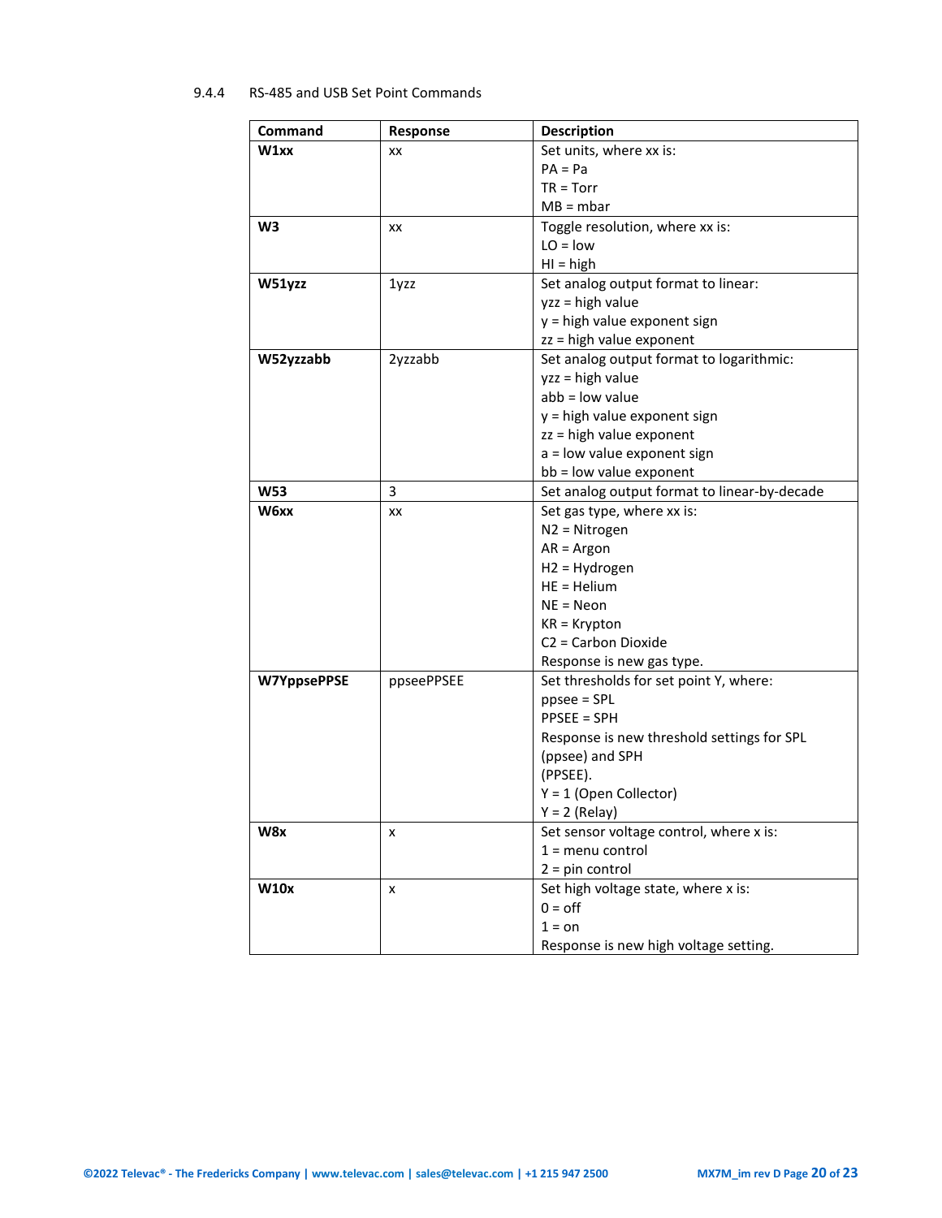### 9.4.4 RS-485 and USB Set Point Commands

| Command | Response | Description |
|---|---|---|
| **W1xx** | xx | Set units, where xx is:<br>PA = Pa<br>TR = Torr<br>MB = mbar |
| **W3** | xx | Toggle resolution, where xx is:<br>LO = low<br>HI = high |
| **W51yzz** | 1yzz | Set analog output format to linear:<br>yzz = high value<br>y = high value exponent sign<br>zz = high value exponent |
| **W52yzzabb** | 2yzzabb | Set analog output format to logarithmic:<br>yzz = high value<br>abb = low value<br>y = high value exponent sign<br>zz = high value exponent<br>a = low value exponent sign<br>bb = low value exponent |
| **W53** | 3 | Set analog output format to linear-by-decade |
| **W6xx** | xx | Set gas type, where xx is:<br>N2 = Nitrogen<br>AR = Argon<br>H2 = Hydrogen<br>HE = Helium<br>NE = Neon<br>KR = Krypton<br>C2 = Carbon Dioxide<br>Response is new gas type. |
| **W7YppsePPSE** | ppseePPSEE | Set thresholds for set point Y, where:<br>ppsee = SPL<br>PPSEE = SPH<br>Response is new threshold settings for SPL (ppsee) and SPH<br>(PPSEE).<br>Y = 1 (Open Collector)<br>Y = 2 (Relay) |
| **W8x** | x | Set sensor voltage control, where x is:<br>1 = menu control<br>2 = pin control |
| **W10x** | x | Set high voltage state, where x is:<br>0 = off<br>1 = on<br>Response is new high voltage setting. |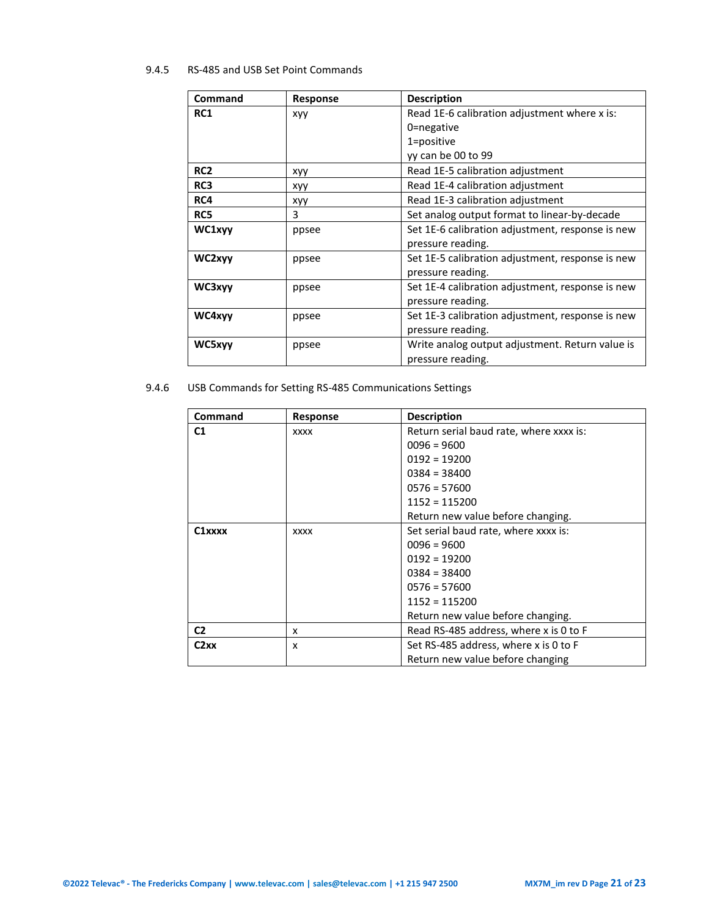### 9.4.5 RS-485 and USB Set Point Commands

| Command | Response | Description |
|---|---|---|
| **RC1** | xyy | Read 1E-6 calibration adjustment where x is:<br>0=negative<br>1=positive<br>yy can be 00 to 99 |
| **RC2** | xyy | Read 1E-5 calibration adjustment |
| **RC3** | xyy | Read 1E-4 calibration adjustment |
| **RC4** | xyy | Read 1E-3 calibration adjustment |
| **RC5** | 3 | Set analog output format to linear-by-decade |
| **WC1xyy** | ppsee | Set 1E-6 calibration adjustment, response is new pressure reading. |
| **WC2xyy** | ppsee | Set 1E-5 calibration adjustment, response is new pressure reading. |
| **WC3xyy** | ppsee | Set 1E-4 calibration adjustment, response is new pressure reading. |
| **WC4xyy** | ppsee | Set 1E-3 calibration adjustment, response is new pressure reading. |
| **WC5xyy** | ppsee | Write analog output adjustment. Return value is pressure reading. |

### 9.4.6 USB Commands for Setting RS-485 Communications Settings

| Command | Response | Description |
|---|---|---|
| **C1** | xxxx | Return serial baud rate, where xxxx is:<br>0096 = 9600<br>0192 = 19200<br>0384 = 38400<br>0576 = 57600<br>1152 = 115200<br>Return new value before changing. |
| **C1xxxx** | xxxx | Set serial baud rate, where xxxx is:<br>0096 = 9600<br>0192 = 19200<br>0384 = 38400<br>0576 = 57600<br>1152 = 115200<br>Return new value before changing. |
| **C2** | x | Read RS-485 address, where x is 0 to F |
| **C2xx** | x | Set RS-485 address, where x is 0 to F<br>Return new value before changing |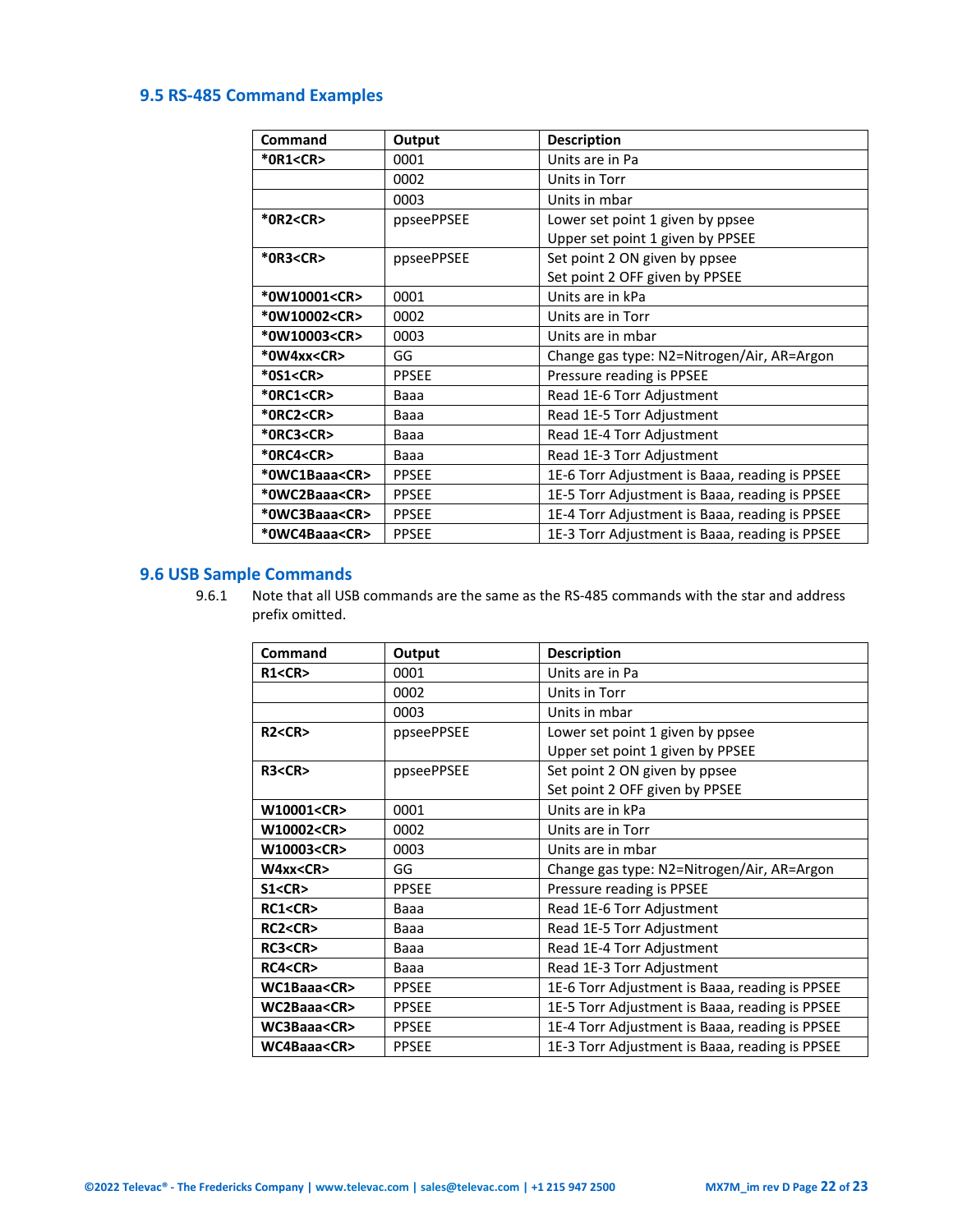## 9.5 RS-485 Command Examples

| Command | Output | Description |
|---|---|---|
| **\*0R1<CR>** | 0001 | Units are in Pa |
| | 0002 | Units in Torr |
| | 0003 | Units in mbar |
| **\*0R2<CR>** | ppseePPSEE | Lower set point 1 given by ppsee<br>Upper set point 1 given by PPSEE |
| **\*0R3<CR>** | ppseePPSEE | Set point 2 ON given by ppsee<br>Set point 2 OFF given by PPSEE |
| **\*0W10001<CR>** | 0001 | Units are in kPa |
| **\*0W10002<CR>** | 0002 | Units are in Torr |
| **\*0W10003<CR>** | 0003 | Units are in mbar |
| **\*0W4xx<CR>** | GG | Change gas type: N2=Nitrogen/Air, AR=Argon |
| **\*0S1<CR>** | PPSEE | Pressure reading is PPSEE |
| **\*0RC1<CR>** | Baaa | Read 1E-6 Torr Adjustment |
| **\*0RC2<CR>** | Baaa | Read 1E-5 Torr Adjustment |
| **\*0RC3<CR>** | Baaa | Read 1E-4 Torr Adjustment |
| **\*0RC4<CR>** | Baaa | Read 1E-3 Torr Adjustment |
| **\*0WC1Baaa<CR>** | PPSEE | 1E-6 Torr Adjustment is Baaa, reading is PPSEE |
| **\*0WC2Baaa<CR>** | PPSEE | 1E-5 Torr Adjustment is Baaa, reading is PPSEE |
| **\*0WC3Baaa<CR>** | PPSEE | 1E-4 Torr Adjustment is Baaa, reading is PPSEE |
| **\*0WC4Baaa<CR>** | PPSEE | 1E-3 Torr Adjustment is Baaa, reading is PPSEE |

## 9.6 USB Sample Commands

9.6.1 Note that all USB commands are the same as the RS-485 commands with the star and address prefix omitted.

| Command | Output | Description |
|---|---|---|
| **R1<CR>** | 0001 | Units are in Pa |
| | 0002 | Units in Torr |
| | 0003 | Units in mbar |
| **R2<CR>** | ppseePPSEE | Lower set point 1 given by ppsee<br>Upper set point 1 given by PPSEE |
| **R3<CR>** | ppseePPSEE | Set point 2 ON given by ppsee<br>Set point 2 OFF given by PPSEE |
| **W10001<CR>** | 0001 | Units are in kPa |
| **W10002<CR>** | 0002 | Units are in Torr |
| **W10003<CR>** | 0003 | Units are in mbar |
| **W4xx<CR>** | GG | Change gas type: N2=Nitrogen/Air, AR=Argon |
| **S1<CR>** | PPSEE | Pressure reading is PPSEE |
| **RC1<CR>** | Baaa | Read 1E-6 Torr Adjustment |
| **RC2<CR>** | Baaa | Read 1E-5 Torr Adjustment |
| **RC3<CR>** | Baaa | Read 1E-4 Torr Adjustment |
| **RC4<CR>** | Baaa | Read 1E-3 Torr Adjustment |
| **WC1Baaa<CR>** | PPSEE | 1E-6 Torr Adjustment is Baaa, reading is PPSEE |
| **WC2Baaa<CR>** | PPSEE | 1E-5 Torr Adjustment is Baaa, reading is PPSEE |
| **WC3Baaa<CR>** | PPSEE | 1E-4 Torr Adjustment is Baaa, reading is PPSEE |
| **WC4Baaa<CR>** | PPSEE | 1E-3 Torr Adjustment is Baaa, reading is PPSEE |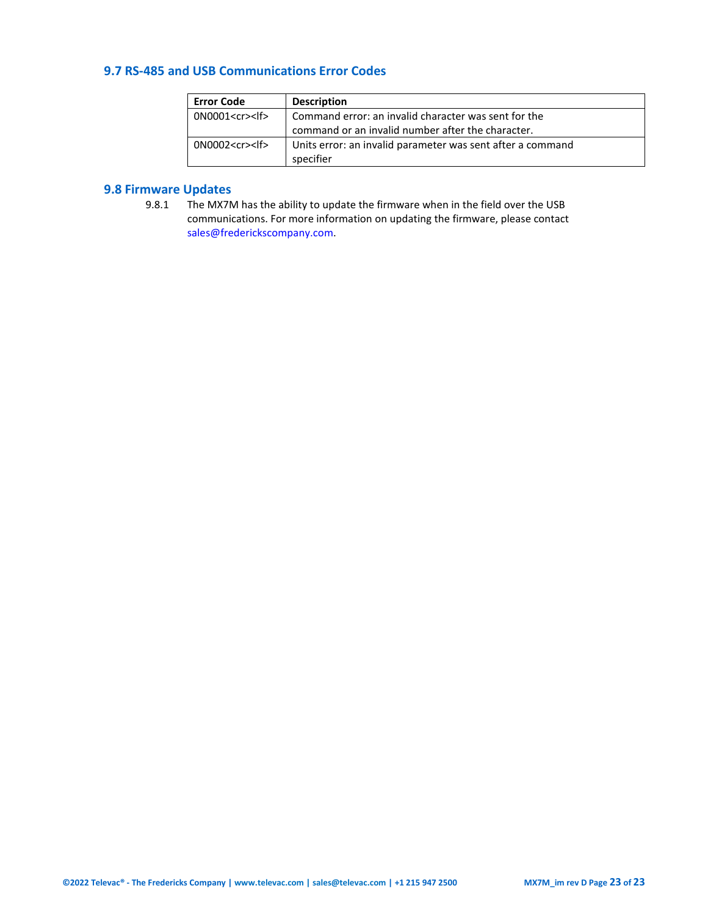## 9.7 RS-485 and USB Communications Error Codes

| Error Code | Description |
|---|---|
| 0N0001<cr><lf> | Command error: an invalid character was sent for the command or an invalid number after the character. |
| 0N0002<cr><lf> | Units error: an invalid parameter was sent after a command specifier |

## 9.8 Firmware Updates

9.8.1 The MX7M has the ability to update the firmware when in the field over the USB communications. For more information on updating the firmware, please contact sales@frederickscompany.com.